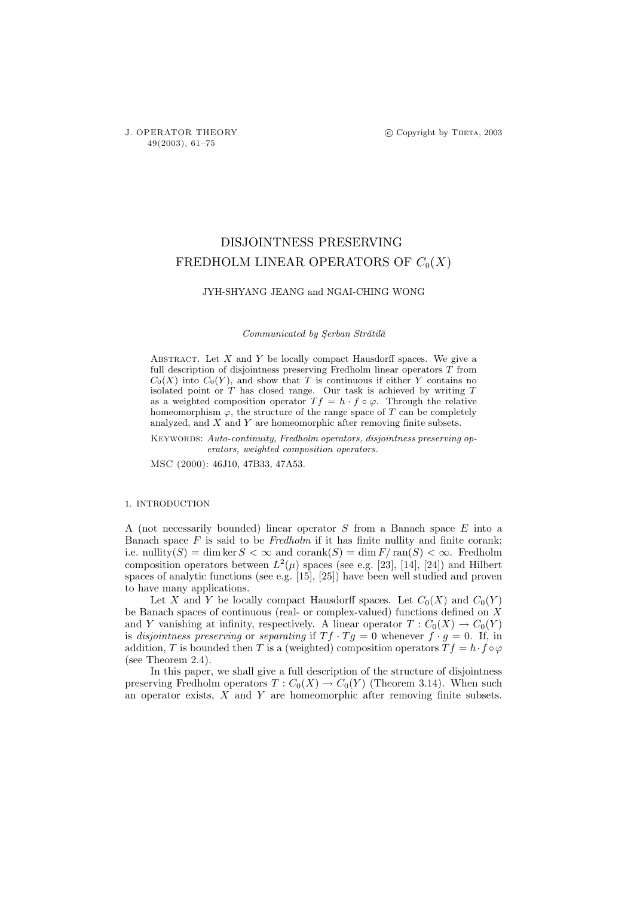# DISJOINTNESS PRESERVING FREDHOLM LINEAR OPERATORS OF $C_0(X)$

JYH-SHYANG JEANG and NGAI-CHING WONG

*Communicated by Şerban Strătilă*

ABSTRACT. Let $X$ and $Y$ be locally compact Hausdorff spaces. We give a full description of disjointness preserving Fredholm linear operators $T$ from $C_0(X)$ into $C_0(Y)$, and show that $T$ is continuous if either $Y$ contains no isolated point or $T$ has closed range. Our task is achieved by writing $T$ as a weighted composition operator $Tf = h \cdot f \circ \varphi$. Through the relative homeomorphism $\varphi$, the structure of the range space of $T$ can be completely analyzed, and $X$ and $Y$ are homeomorphic after removing finite subsets.

KEYWORDS: *Auto-continuity, Fredholm operators, disjointness preserving operators, weighted composition operators.*

MSC (2000): 46J10, 47B33, 47A53.

## 1. INTRODUCTION

A (not necessarily bounded) linear operator $S$ from a Banach space $E$ into a Banach space $F$ is said to be *Fredholm* if it has finite nullity and finite corank; i.e. $\text{nullity}(S) = \dim \ker S < \infty$ and $\text{corank}(S) = \dim F/\operatorname{ran}(S) < \infty$. Fredholm composition operators between $L^2(\mu)$ spaces (see e.g. [23], [14], [24]) and Hilbert spaces of analytic functions (see e.g. [15], [25]) have been well studied and proven to have many applications.

Let $X$ and $Y$ be locally compact Hausdorff spaces. Let $C_0(X)$ and $C_0(Y)$ be Banach spaces of continuous (real- or complex-valued) functions defined on $X$ and $Y$ vanishing at infinity, respectively. A linear operator $T : C_0(X) \to C_0(Y)$ is *disjointness preserving* or *separating* if $Tf \cdot Tg = 0$ whenever $f \cdot g = 0$. If, in addition, $T$ is bounded then $T$ is a (weighted) composition operators $Tf = h \cdot f \circ \varphi$ (see Theorem 2.4).

In this paper, we shall give a full description of the structure of disjointness preserving Fredholm operators $T : C_0(X) \to C_0(Y)$ (Theorem 3.14). When such an operator exists, $X$ and $Y$ are homeomorphic after removing finite subsets.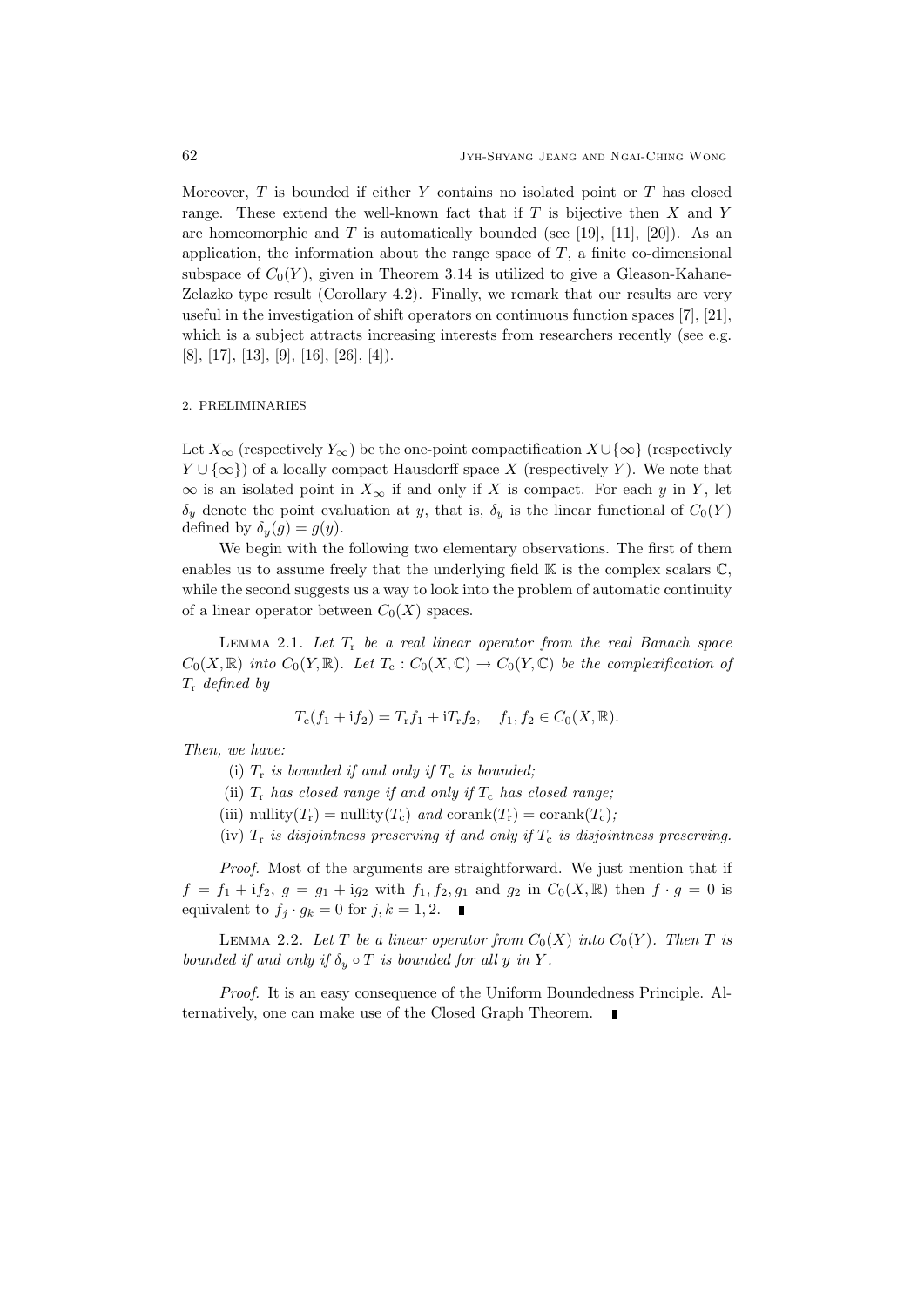Moreover, $T$ is bounded if either $Y$ contains no isolated point or $T$ has closed range. These extend the well-known fact that if $T$ is bijective then $X$ and $Y$ are homeomorphic and $T$ is automatically bounded (see [19], [11], [20]). As an application, the information about the range space of $T$, a finite co-dimensional subspace of $C_0(Y)$, given in Theorem 3.14 is utilized to give a Gleason-Kahane-Zelazko type result (Corollary 4.2). Finally, we remark that our results are very useful in the investigation of shift operators on continuous function spaces [7], [21], which is a subject attracts increasing interests from researchers recently (see e.g. [8], [17], [13], [9], [16], [26], [4]).

## 2. PRELIMINARIES

Let $X_\infty$ (respectively $Y_\infty$) be the one-point compactification $X \cup \{\infty\}$ (respectively $Y \cup \{\infty\}$) of a locally compact Hausdorff space $X$ (respectively $Y$). We note that $\infty$ is an isolated point in $X_\infty$ if and only if $X$ is compact. For each $y$ in $Y$, let $\delta_y$ denote the point evaluation at $y$, that is, $\delta_y$ is the linear functional of $C_0(Y)$ defined by $\delta_y(g) = g(y)$.

We begin with the following two elementary observations. The first of them enables us to assume freely that the underlying field $\mathbb{K}$ is the complex scalars $\mathbb{C}$, while the second suggests us a way to look into the problem of automatic continuity of a linear operator between $C_0(X)$ spaces.

LEMMA 2.1. *Let $T_\mathrm{r}$ be a real linear operator from the real Banach space $C_0(X, \mathbb{R})$ into $C_0(Y, \mathbb{R})$. Let $T_\mathrm{c} : C_0(X, \mathbb{C}) \to C_0(Y, \mathbb{C})$ be the complexification of $T_\mathrm{r}$ defined by*

$$T_\mathrm{c}(f_1 + \mathrm{i}f_2) = T_\mathrm{r}f_1 + \mathrm{i}T_\mathrm{r}f_2, \quad f_1, f_2 \in C_0(X, \mathbb{R}).$$

*Then, we have:*

(i) *$T_\mathrm{r}$ is bounded if and only if $T_\mathrm{c}$ is bounded;*

(ii) *$T_\mathrm{r}$ has closed range if and only if $T_\mathrm{c}$ has closed range;*

(iii) *$\mathrm{nullity}(T_\mathrm{r}) = \mathrm{nullity}(T_\mathrm{c})$ and $\mathrm{corank}(T_\mathrm{r}) = \mathrm{corank}(T_\mathrm{c})$;*

(iv) *$T_\mathrm{r}$ is disjointness preserving if and only if $T_\mathrm{c}$ is disjointness preserving.*

*Proof.* Most of the arguments are straightforward. We just mention that if $f = f_1 + \mathrm{i}f_2$, $g = g_1 + \mathrm{i}g_2$ with $f_1, f_2, g_1$ and $g_2$ in $C_0(X, \mathbb{R})$ then $f \cdot g = 0$ is equivalent to $f_j \cdot g_k = 0$ for $j, k = 1, 2$. ∎

LEMMA 2.2. *Let $T$ be a linear operator from $C_0(X)$ into $C_0(Y)$. Then $T$ is bounded if and only if $\delta_y \circ T$ is bounded for all $y$ in $Y$.*

*Proof.* It is an easy consequence of the Uniform Boundedness Principle. Alternatively, one can make use of the Closed Graph Theorem. ∎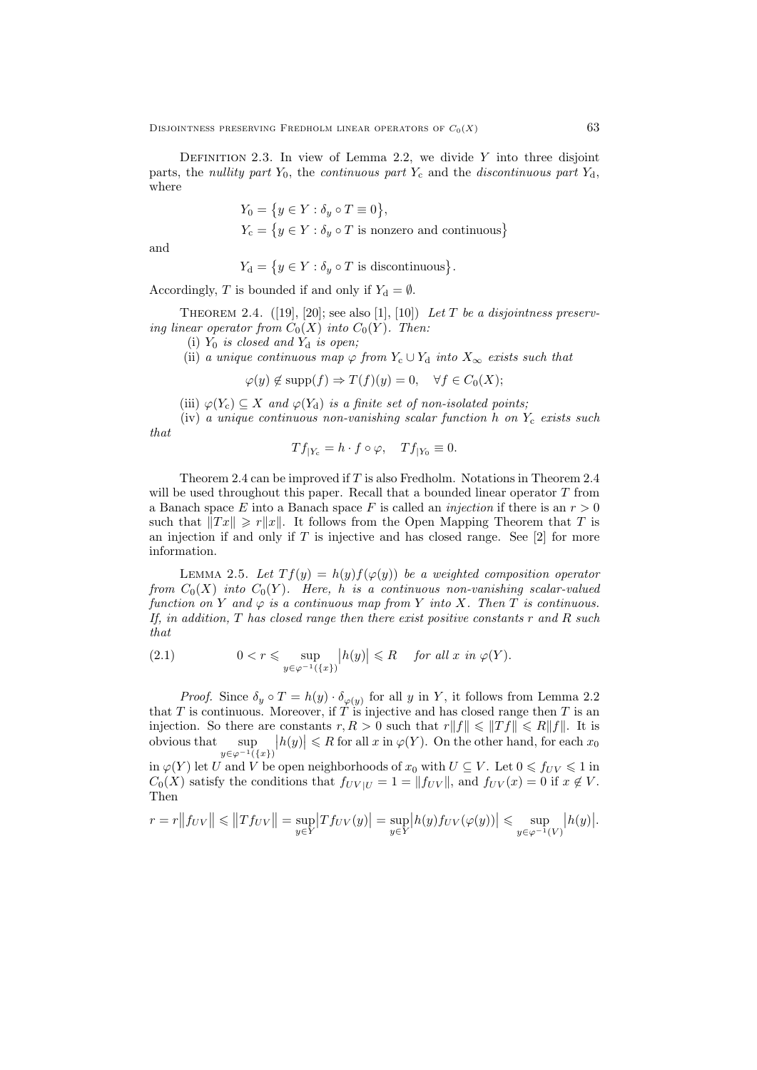Definition 2.3. In view of Lemma 2.2, we divide $Y$ into three disjoint parts, the *nullity part* $Y_0$, the *continuous part* $Y_c$ and the *discontinuous part* $Y_d$, where

$$Y_0 = \{y \in Y : \delta_y \circ T \equiv 0\},$$
$$Y_c = \{y \in Y : \delta_y \circ T \text{ is nonzero and continuous}\}$$

and

$$Y_d = \{y \in Y : \delta_y \circ T \text{ is discontinuous}\}.$$

Accordingly, $T$ is bounded if and only if $Y_d = \emptyset$.

Theorem 2.4. ([19], [20]; see also [1], [10]) *Let $T$ be a disjointness preserving linear operator from $C_0(X)$ into $C_0(Y)$. Then:*

(i) *$Y_0$ is closed and $Y_d$ is open;*

(ii) *a unique continuous map $\varphi$ from $Y_c \cup Y_d$ into $X_\infty$ exists such that*

$$\varphi(y) \notin \operatorname{supp}(f) \Rightarrow T(f)(y) = 0, \quad \forall f \in C_0(X);$$

(iii) *$\varphi(Y_c) \subseteq X$ and $\varphi(Y_d)$ is a finite set of non-isolated points;*

(iv) *a unique continuous non-vanishing scalar function $h$ on $Y_c$ exists such that*

$$Tf_{|Y_c} = h \cdot f \circ \varphi, \quad Tf_{|Y_0} \equiv 0.$$

Theorem 2.4 can be improved if $T$ is also Fredholm. Notations in Theorem 2.4 will be used throughout this paper. Recall that a bounded linear operator $T$ from a Banach space $E$ into a Banach space $F$ is called an *injection* if there is an $r > 0$ such that $\|Tx\| \geqslant r\|x\|$. It follows from the Open Mapping Theorem that $T$ is an injection if and only if $T$ is injective and has closed range. See [2] for more information.

Lemma 2.5. *Let $Tf(y) = h(y)f(\varphi(y))$ be a weighted composition operator from $C_0(X)$ into $C_0(Y)$. Here, $h$ is a continuous non-vanishing scalar-valued function on $Y$ and $\varphi$ is a continuous map from $Y$ into $X$. Then $T$ is continuous. If, in addition, $T$ has closed range then there exist positive constants $r$ and $R$ such that*

$$0 < r \leqslant \sup_{y \in \varphi^{-1}(\{x\})} |h(y)| \leqslant R \quad \textit{for all } x \textit{ in } \varphi(Y). \tag{2.1}$$

*Proof.* Since $\delta_y \circ T = h(y) \cdot \delta_{\varphi(y)}$ for all $y$ in $Y$, it follows from Lemma 2.2 that $T$ is continuous. Moreover, if $T$ is injective and has closed range then $T$ is an injection. So there are constants $r, R > 0$ such that $r\|f\| \leqslant \|Tf\| \leqslant R\|f\|$. It is obvious that $\sup_{y \in \varphi^{-1}(\{x\})} |h(y)| \leqslant R$ for all $x$ in $\varphi(Y)$. On the other hand, for each $x_0$ in $\varphi(Y)$ let $U$ and $V$ be open neighborhoods of $x_0$ with $U \subseteq V$. Let $0 \leqslant f_{UV} \leqslant 1$ in $C_0(X)$ satisfy the conditions that $f_{UV|U} = 1 = \|f_{UV}\|$, and $f_{UV}(x) = 0$ if $x \notin V$. Then

$$r = r\|f_{UV}\| \leqslant \|Tf_{UV}\| = \sup_{y \in Y} |Tf_{UV}(y)| = \sup_{y \in Y} |h(y) f_{UV}(\varphi(y))| \leqslant \sup_{y \in \varphi^{-1}(V)} |h(y)|.$$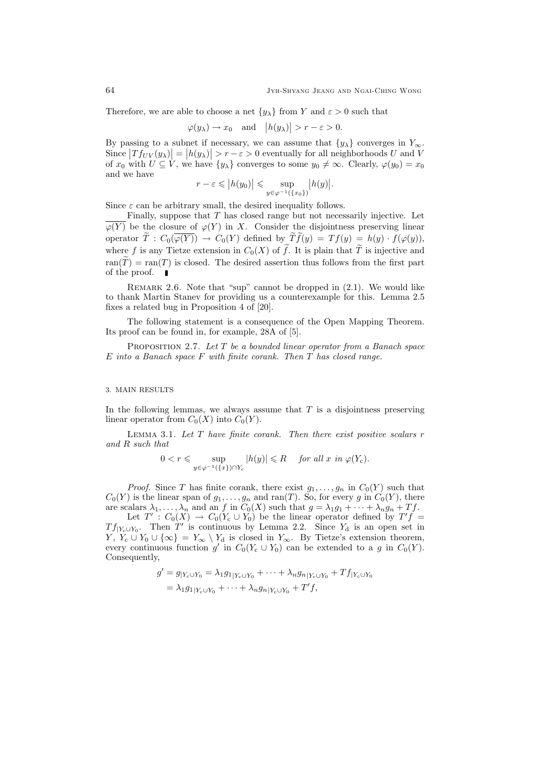Therefore, we are able to choose a net $\{y_\lambda\}$ from $Y$ and $\varepsilon > 0$ such that

$$\varphi(y_\lambda) \to x_0 \quad \text{and} \quad \big|h(y_\lambda)\big| > r - \varepsilon > 0.$$

By passing to a subnet if necessary, we can assume that $\{y_\lambda\}$ converges in $Y_\infty$. Since $\big|Tf_{UV}(y_\lambda)\big| = \big|h(y_\lambda)\big| > r - \varepsilon > 0$ eventually for all neighborhoods $U$ and $V$ of $x_0$ with $U \subseteq V$, we have $\{y_\lambda\}$ converges to some $y_0 \neq \infty$. Clearly, $\varphi(y_0) = x_0$ and we have

$$r - \varepsilon \leqslant \big|h(y_0)\big| \leqslant \sup_{y \in \varphi^{-1}(\{x_0\})} \big|h(y)\big|.$$

Since $\varepsilon$ can be arbitrary small, the desired inequality follows.

Finally, suppose that $T$ has closed range but not necessarily injective. Let $\overline{\varphi(Y)}$ be the closure of $\varphi(Y)$ in $X$. Consider the disjointness preserving linear operator $\widetilde{T} : C_0(\overline{\varphi(Y)}) \to C_0(Y)$ defined by $\widetilde{T}\widetilde{f}(y) = Tf(y) = h(y) \cdot f(\varphi(y))$, where $f$ is any Tietze extension in $C_0(X)$ of $\widetilde{f}$. It is plain that $\widetilde{T}$ is injective and $\operatorname{ran}(\widetilde{T}) = \operatorname{ran}(T)$ is closed. The desired assertion thus follows from the first part of the proof. ∎

Remark 2.6. Note that "sup" cannot be dropped in (2.1). We would like to thank Martin Stanev for providing us a counterexample for this. Lemma 2.5 fixes a related bug in Proposition 4 of [20].

The following statement is a consequence of the Open Mapping Theorem. Its proof can be found in, for example, 28A of [5].

Proposition 2.7. *Let $T$ be a bounded linear operator from a Banach space $E$ into a Banach space $F$ with finite corank. Then $T$ has closed range.*

## 3. Main results

In the following lemmas, we always assume that $T$ is a disjointness preserving linear operator from $C_0(X)$ into $C_0(Y)$.

Lemma 3.1. *Let $T$ have finite corank. Then there exist positive scalars $r$ and $R$ such that*

$$0 < r \leqslant \sup_{y \in \varphi^{-1}(\{x\}) \cap Y_c} |h(y)| \leqslant R \quad \text{for all } x \text{ in } \varphi(Y_c).$$

*Proof.* Since $T$ has finite corank, there exist $g_1, \dots, g_n$ in $C_0(Y)$ such that $C_0(Y)$ is the linear span of $g_1, \dots, g_n$ and $\operatorname{ran}(T)$. So, for every $g$ in $C_0(Y)$, there are scalars $\lambda_1, \dots, \lambda_n$ and an $f$ in $C_0(X)$ such that $g = \lambda_1 g_1 + \cdots + \lambda_n g_n + Tf$.

Let $T' : C_0(X) \to C_0(Y_c \cup Y_0)$ be the linear operator defined by $T'f = Tf_{|Y_c \cup Y_0}$. Then $T'$ is continuous by Lemma 2.2. Since $Y_d$ is an open set in $Y$, $Y_c \cup Y_0 \cup \{\infty\} = Y_\infty \setminus Y_d$ is closed in $Y_\infty$. By Tietze's extension theorem, every continuous function $g'$ in $C_0(Y_c \cup Y_0)$ can be extended to a $g$ in $C_0(Y)$. Consequently,

$$\begin{aligned} g' = g_{|Y_c \cup Y_0} &= \lambda_1 g_{1|Y_c \cup Y_0} + \cdots + \lambda_n g_{n|Y_c \cup Y_0} + Tf_{|Y_c \cup Y_0} \\ &= \lambda_1 g_{1|Y_c \cup Y_0} + \cdots + \lambda_n g_{n|Y_c \cup Y_0} + T'f, \end{aligned}$$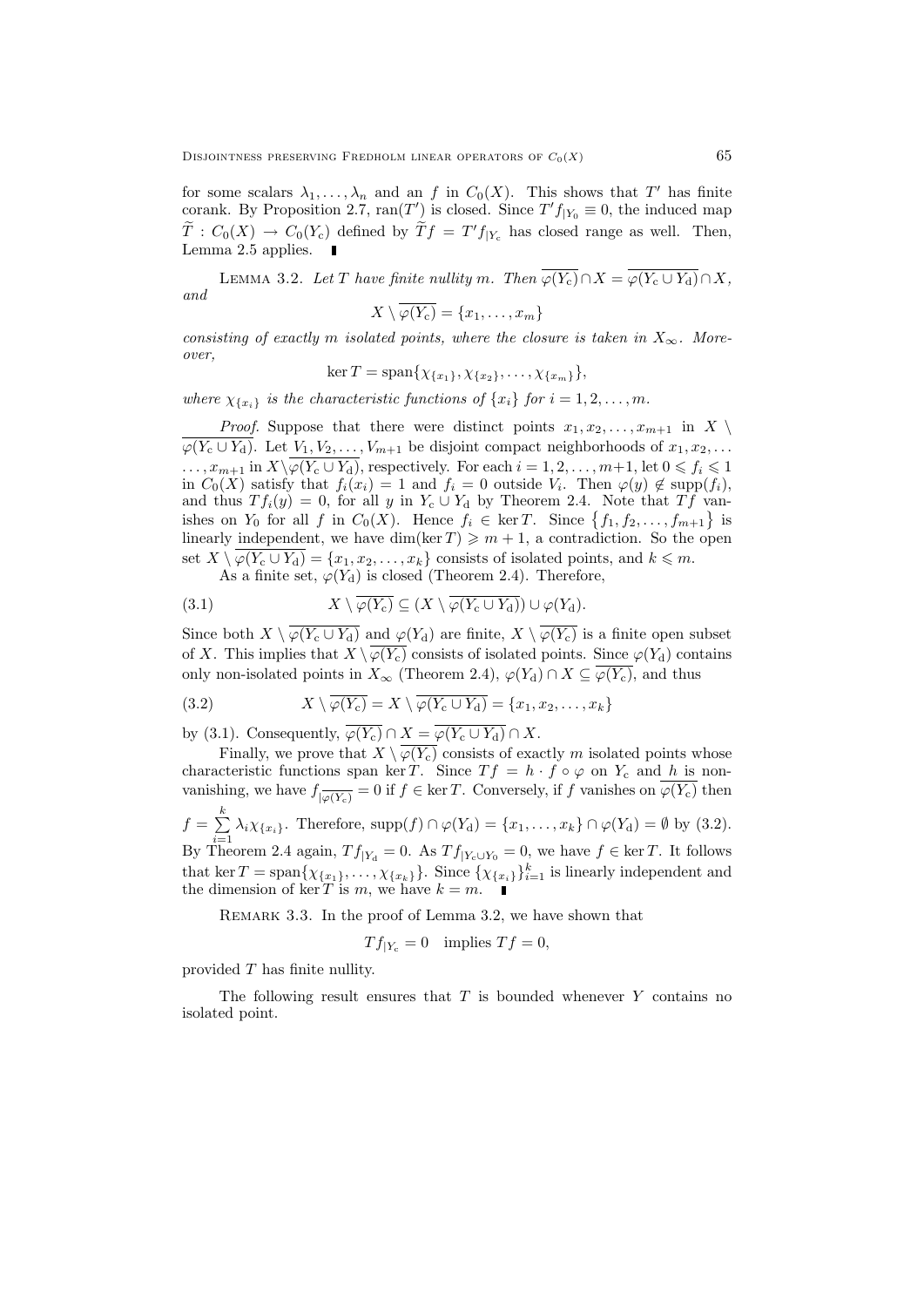for some scalars $\lambda_1, \ldots, \lambda_n$ and an $f$ in $C_0(X)$. This shows that $T'$ has finite corank. By Proposition 2.7, $\operatorname{ran}(T')$ is closed. Since $T' f_{|Y_0} \equiv 0$, the induced map $\widetilde{T} : C_0(X) \to C_0(Y_c)$ defined by $\widetilde{T} f = T' f_{|Y_c}$ has closed range as well. Then, Lemma 2.5 applies. ∎

LEMMA 3.2. *Let $T$ have finite nullity $m$. Then $\overline{\varphi(Y_c)} \cap X = \overline{\varphi(Y_c \cup Y_d)} \cap X$, and*

$$X \setminus \overline{\varphi(Y_c)} = \{x_1, \ldots, x_m\}$$

*consisting of exactly $m$ isolated points, where the closure is taken in $X_\infty$. Moreover,*

$$\ker T = \operatorname{span}\{\chi_{\{x_1\}}, \chi_{\{x_2\}}, \ldots, \chi_{\{x_m\}}\},$$

*where $\chi_{\{x_i\}}$ is the characteristic functions of $\{x_i\}$ for $i = 1, 2, \ldots, m$.*

*Proof.* Suppose that there were distinct points $x_1, x_2, \ldots, x_{m+1}$ in $X \setminus \overline{\varphi(Y_c \cup Y_d)}$. Let $V_1, V_2, \ldots, V_{m+1}$ be disjoint compact neighborhoods of $x_1, x_2, \ldots, x_{m+1}$ in $X \setminus \overline{\varphi(Y_c \cup Y_d)}$, respectively. For each $i = 1, 2, \ldots, m+1$, let $0 \leqslant f_i \leqslant 1$ in $C_0(X)$ satisfy that $f_i(x_i) = 1$ and $f_i = 0$ outside $V_i$. Then $\varphi(y) \notin \operatorname{supp}(f_i)$, and thus $Tf_i(y) = 0$, for all $y$ in $Y_c \cup Y_d$ by Theorem 2.4. Note that $Tf$ vanishes on $Y_0$ for all $f$ in $C_0(X)$. Hence $f_i \in \ker T$. Since $\{f_1, f_2, \ldots, f_{m+1}\}$ is linearly independent, we have $\dim(\ker T) \geqslant m+1$, a contradiction. So the open set $X \setminus \overline{\varphi(Y_c \cup Y_d)} = \{x_1, x_2, \ldots, x_k\}$ consists of isolated points, and $k \leqslant m$.

As a finite set, $\varphi(Y_d)$ is closed (Theorem 2.4). Therefore,

$$X \setminus \overline{\varphi(Y_c)} \subseteq (X \setminus \overline{\varphi(Y_c \cup Y_d)}) \cup \varphi(Y_d). \tag{3.1}$$

Since both $X \setminus \overline{\varphi(Y_c \cup Y_d)}$ and $\varphi(Y_d)$ are finite, $X \setminus \overline{\varphi(Y_c)}$ is a finite open subset of $X$. This implies that $X \setminus \overline{\varphi(Y_c)}$ consists of isolated points. Since $\varphi(Y_d)$ contains only non-isolated points in $X_\infty$ (Theorem 2.4), $\varphi(Y_d) \cap X \subseteq \overline{\varphi(Y_c)}$, and thus

$$X \setminus \overline{\varphi(Y_c)} = X \setminus \overline{\varphi(Y_c \cup Y_d)} = \{x_1, x_2, \ldots, x_k\} \tag{3.2}$$

by (3.1). Consequently, $\overline{\varphi(Y_c)} \cap X = \overline{\varphi(Y_c \cup Y_d)} \cap X$.

Finally, we prove that $X \setminus \overline{\varphi(Y_c)}$ consists of exactly $m$ isolated points whose characteristic functions span $\ker T$. Since $Tf = h \cdot f \circ \varphi$ on $Y_c$ and $h$ is non-vanishing, we have $f_{|\overline{\varphi(Y_c)}} = 0$ if $f \in \ker T$. Conversely, if $f$ vanishes on $\overline{\varphi(Y_c)}$ then $f = \sum_{i=1}^{k} \lambda_i \chi_{\{x_i\}}$. Therefore, $\operatorname{supp}(f) \cap \varphi(Y_d) = \{x_1, \ldots, x_k\} \cap \varphi(Y_d) = \emptyset$ by (3.2). By Theorem 2.4 again, $Tf_{|Y_d} = 0$. As $Tf_{|Y_c \cup Y_0} = 0$, we have $f \in \ker T$. It follows that $\ker T = \operatorname{span}\{\chi_{\{x_1\}}, \ldots, \chi_{\{x_k\}}\}$. Since $\{\chi_{\{x_i\}}\}_{i=1}^{k}$ is linearly independent and the dimension of $\ker T$ is $m$, we have $k = m$. ∎

REMARK 3.3. In the proof of Lemma 3.2, we have shown that

$$Tf_{|Y_c} = 0 \quad \text{implies } Tf = 0,$$

provided $T$ has finite nullity.

The following result ensures that $T$ is bounded whenever $Y$ contains no isolated point.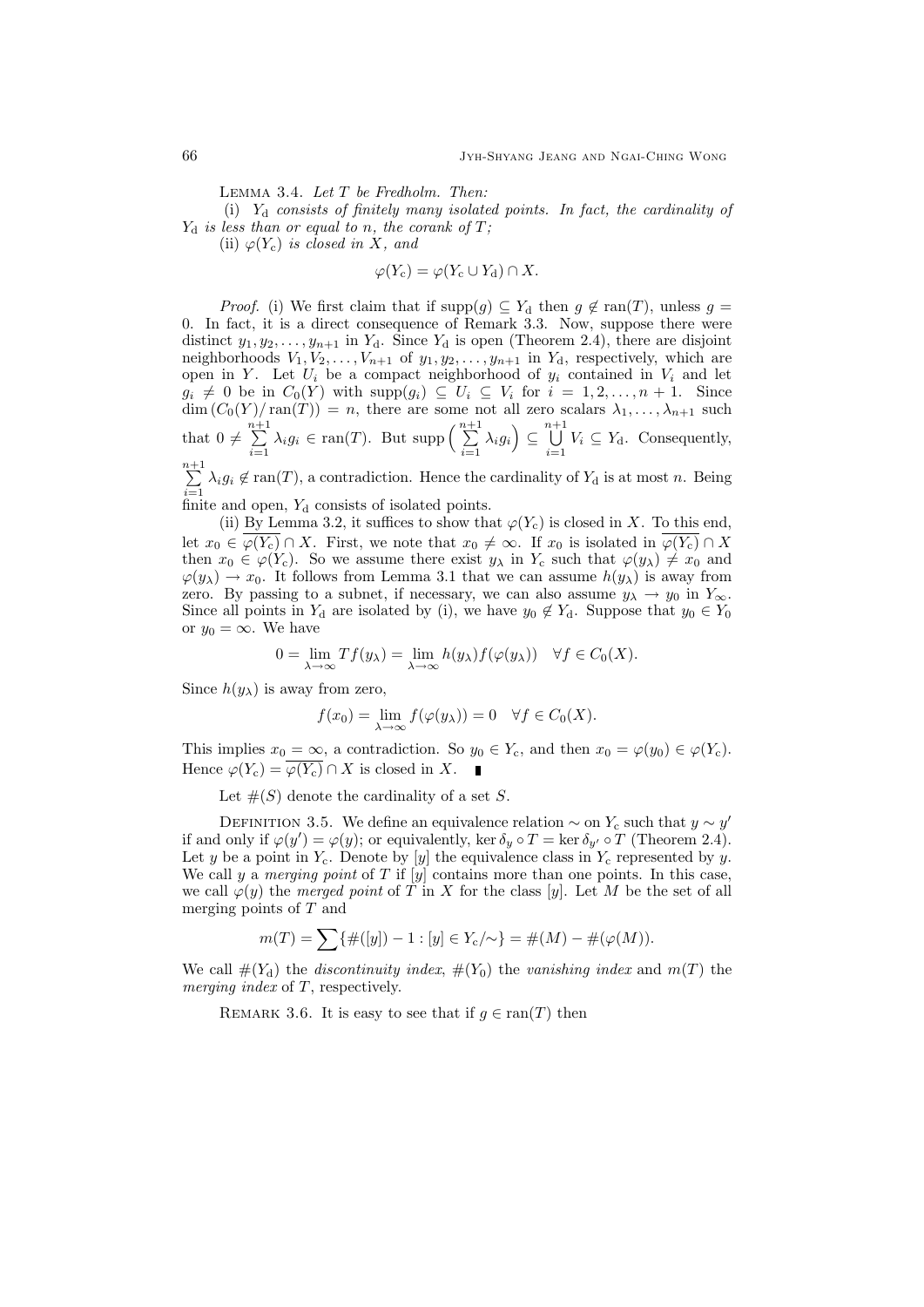Lemma 3.4. *Let $T$ be Fredholm. Then:*

(i) *$Y_{\mathrm{d}}$ consists of finitely many isolated points. In fact, the cardinality of $Y_{\mathrm{d}}$ is less than or equal to $n$, the corank of $T$;*

(ii) *$\varphi(Y_{\mathrm{c}})$ is closed in $X$, and*

$$\varphi(Y_{\mathrm{c}}) = \varphi(Y_{\mathrm{c}} \cup Y_{\mathrm{d}}) \cap X.$$

*Proof.* (i) We first claim that if $\operatorname{supp}(g) \subseteq Y_{\mathrm{d}}$ then $g \notin \operatorname{ran}(T)$, unless $g = 0$. In fact, it is a direct consequence of Remark 3.3. Now, suppose there were distinct $y_1, y_2, \ldots, y_{n+1}$ in $Y_{\mathrm{d}}$. Since $Y_{\mathrm{d}}$ is open (Theorem 2.4), there are disjoint neighborhoods $V_1, V_2, \ldots, V_{n+1}$ of $y_1, y_2, \ldots, y_{n+1}$ in $Y_{\mathrm{d}}$, respectively, which are open in $Y$. Let $U_i$ be a compact neighborhood of $y_i$ contained in $V_i$ and let $g_i \neq 0$ be in $C_0(Y)$ with $\operatorname{supp}(g_i) \subseteq U_i \subseteq V_i$ for $i = 1, 2, \ldots, n+1$. Since $\dim(C_0(Y)/\operatorname{ran}(T)) = n$, there are some not all zero scalars $\lambda_1, \ldots, \lambda_{n+1}$ such that $0 \neq \sum_{i=1}^{n+1} \lambda_i g_i \in \operatorname{ran}(T)$. But $\operatorname{supp}\Big(\sum_{i=1}^{n+1} \lambda_i g_i\Big) \subseteq \bigcup_{i=1}^{n+1} V_i \subseteq Y_{\mathrm{d}}$. Consequently, $\sum_{i=1}^{n+1} \lambda_i g_i \notin \operatorname{ran}(T)$, a contradiction. Hence the cardinality of $Y_{\mathrm{d}}$ is at most $n$. Being finite and open, $Y_{\mathrm{d}}$ consists of isolated points.

(ii) By Lemma 3.2, it suffices to show that $\varphi(Y_{\mathrm{c}})$ is closed in $X$. To this end, let $x_0 \in \overline{\varphi(Y_{\mathrm{c}})} \cap X$. First, we note that $x_0 \neq \infty$. If $x_0$ is isolated in $\overline{\varphi(Y_{\mathrm{c}})} \cap X$ then $x_0 \in \varphi(Y_{\mathrm{c}})$. So we assume there exist $y_\lambda$ in $Y_{\mathrm{c}}$ such that $\varphi(y_\lambda) \neq x_0$ and $\varphi(y_\lambda) \to x_0$. It follows from Lemma 3.1 that we can assume $h(y_\lambda)$ is away from zero. By passing to a subnet, if necessary, we can also assume $y_\lambda \to y_0$ in $Y_\infty$. Since all points in $Y_{\mathrm{d}}$ are isolated by (i), we have $y_0 \notin Y_{\mathrm{d}}$. Suppose that $y_0 \in Y_0$ or $y_0 = \infty$. We have

$$0 = \lim_{\lambda\to\infty} Tf(y_\lambda) = \lim_{\lambda\to\infty} h(y_\lambda) f(\varphi(y_\lambda)) \quad \forall f \in C_0(X).$$

Since $h(y_\lambda)$ is away from zero,

$$f(x_0) = \lim_{\lambda\to\infty} f(\varphi(y_\lambda)) = 0 \quad \forall f \in C_0(X).$$

This implies $x_0 = \infty$, a contradiction. So $y_0 \in Y_{\mathrm{c}}$, and then $x_0 = \varphi(y_0) \in \varphi(Y_{\mathrm{c}})$. Hence $\varphi(Y_{\mathrm{c}}) = \overline{\varphi(Y_{\mathrm{c}})} \cap X$ is closed in $X$. ∎

Let $\#(S)$ denote the cardinality of a set $S$.

Definition 3.5. We define an equivalence relation $\sim$ on $Y_{\mathrm{c}}$ such that $y \sim y'$ if and only if $\varphi(y') = \varphi(y)$; or equivalently, $\ker \delta_y \circ T = \ker \delta_{y'} \circ T$ (Theorem 2.4). Let $y$ be a point in $Y_{\mathrm{c}}$. Denote by $[y]$ the equivalence class in $Y_{\mathrm{c}}$ represented by $y$. We call $y$ a *merging point* of $T$ if $[y]$ contains more than one points. In this case, we call $\varphi(y)$ the *merged point* of $T$ in $X$ for the class $[y]$. Let $M$ be the set of all merging points of $T$ and

$$m(T) = \sum \{\#([y]) - 1 : [y] \in Y_{\mathrm{c}}/\!\sim\} = \#(M) - \#(\varphi(M)).$$

We call $\#(Y_{\mathrm{d}})$ the *discontinuity index*, $\#(Y_0)$ the *vanishing index* and $m(T)$ the *merging index* of $T$, respectively.

Remark 3.6. It is easy to see that if $g \in \operatorname{ran}(T)$ then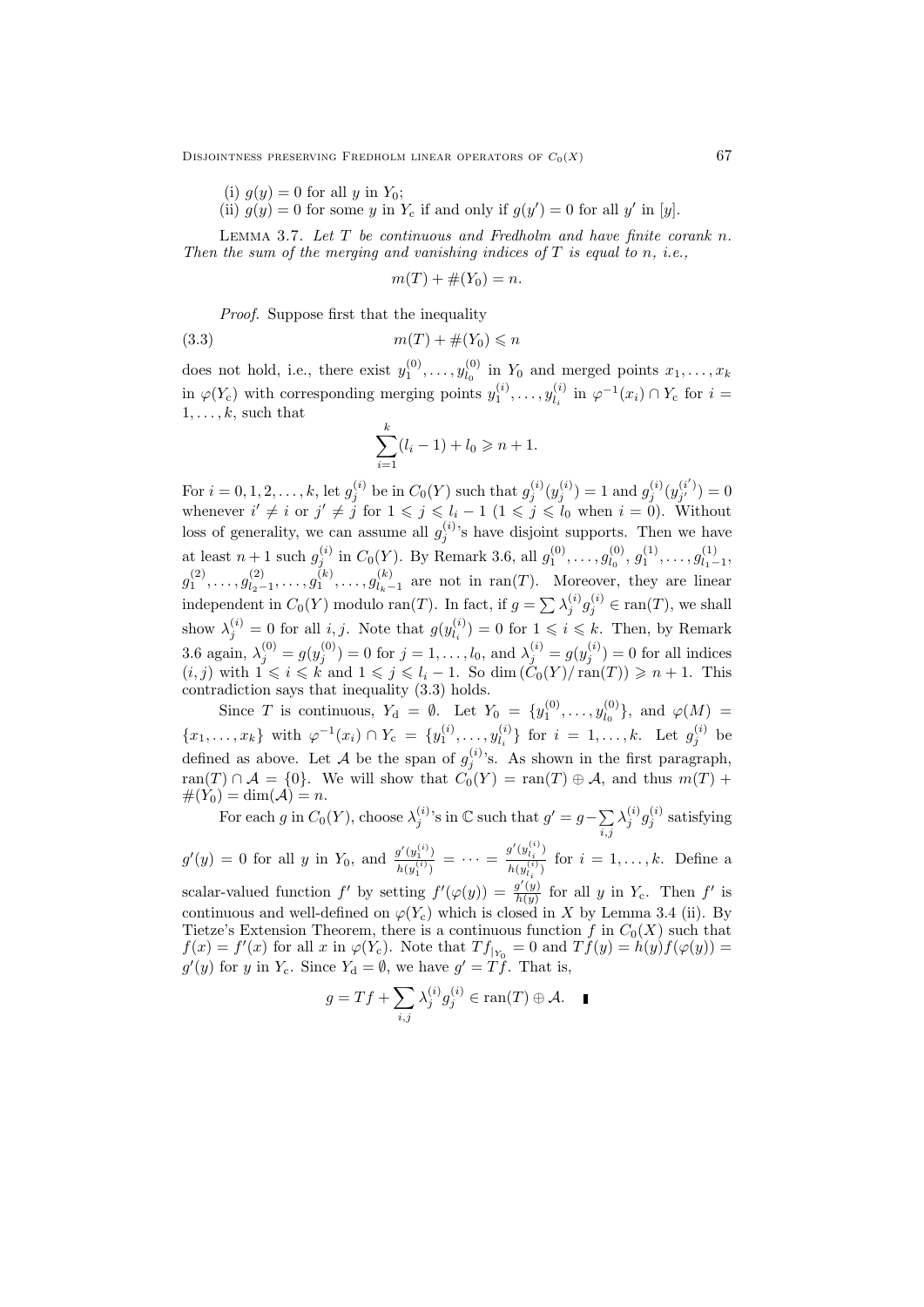(i) $g(y) = 0$ for all $y$ in $Y_0$;

(ii) $g(y) = 0$ for some $y$ in $Y_{\mathrm{c}}$ if and only if $g(y') = 0$ for all $y'$ in $[y]$.

Lemma 3.7. *Let $T$ be continuous and Fredholm and have finite corank $n$. Then the sum of the merging and vanishing indices of $T$ is equal to $n$, i.e.,*

$$m(T) + \#(Y_0) = n.$$

*Proof.* Suppose first that the inequality

$$m(T) + \#(Y_0) \leqslant n \tag{3.3}$$

does not hold, i.e., there exist $y_1^{(0)}, \dots, y_{l_0}^{(0)}$ in $Y_0$ and merged points $x_1, \dots, x_k$ in $\varphi(Y_{\mathrm{c}})$ with corresponding merging points $y_1^{(i)}, \dots, y_{l_i}^{(i)}$ in $\varphi^{-1}(x_i) \cap Y_{\mathrm{c}}$ for $i = 1, \dots, k$, such that

$$\sum_{i=1}^{k} (l_i - 1) + l_0 \geqslant n + 1.$$

For $i = 0, 1, 2, \dots, k$, let $g_j^{(i)}$ be in $C_0(Y)$ such that $g_j^{(i)}(y_j^{(i)}) = 1$ and $g_j^{(i)}(y_{j'}^{(i')}) = 0$ whenever $i' \neq i$ or $j' \neq j$ for $1 \leqslant j \leqslant l_i - 1$ ($1 \leqslant j \leqslant l_0$ when $i = 0$). Without loss of generality, we can assume all $g_j^{(i)}$'s have disjoint supports. Then we have at least $n+1$ such $g_j^{(i)}$ in $C_0(Y)$. By Remark 3.6, all $g_1^{(0)}, \dots, g_{l_0}^{(0)}, g_1^{(1)}, \dots, g_{l_1-1}^{(1)}, g_1^{(2)}, \dots, g_{l_2-1}^{(2)}, \dots, g_1^{(k)}, \dots, g_{l_k-1}^{(k)}$ are not in $\operatorname{ran}(T)$. Moreover, they are linear independent in $C_0(Y)$ modulo $\operatorname{ran}(T)$. In fact, if $g = \sum \lambda_j^{(i)} g_j^{(i)} \in \operatorname{ran}(T)$, we shall show $\lambda_j^{(i)} = 0$ for all $i, j$. Note that $g(y_{l_i}^{(i)}) = 0$ for $1 \leqslant i \leqslant k$. Then, by Remark 3.6 again, $\lambda_j^{(0)} = g(y_j^{(0)}) = 0$ for $j = 1, \dots, l_0$, and $\lambda_j^{(i)} = g(y_j^{(i)}) = 0$ for all indices $(i, j)$ with $1 \leqslant i \leqslant k$ and $1 \leqslant j \leqslant l_i - 1$. So $\dim (C_0(Y)/\operatorname{ran}(T)) \geqslant n+1$. This contradiction says that inequality (3.3) holds.

Since $T$ is continuous, $Y_{\mathrm{d}} = \emptyset$. Let $Y_0 = \{y_1^{(0)}, \dots, y_{l_0}^{(0)}\}$, and $\varphi(M) = \{x_1, \dots, x_k\}$ with $\varphi^{-1}(x_i) \cap Y_{\mathrm{c}} = \{y_1^{(i)}, \dots, y_{l_i}^{(i)}\}$ for $i = 1, \dots, k$. Let $g_j^{(i)}$ be defined as above. Let $\mathcal{A}$ be the span of $g_j^{(i)}$'s. As shown in the first paragraph, $\operatorname{ran}(T) \cap \mathcal{A} = \{0\}$. We will show that $C_0(Y) = \operatorname{ran}(T) \oplus \mathcal{A}$, and thus $m(T) + \#(Y_0) = \dim(\mathcal{A}) = n$.

For each $g$ in $C_0(Y)$, choose $\lambda_j^{(i)}$'s in $\mathbb{C}$ such that $g' = g - \sum_{i,j} \lambda_j^{(i)} g_j^{(i)}$ satisfying $g'(y) = 0$ for all $y$ in $Y_0$, and $\frac{g'(y_1^{(i)})}{h(y_1^{(i)})} = \cdots = \frac{g'(y_{l_i}^{(i)})}{h(y_{l_i}^{(i)})}$ for $i = 1, \dots, k$. Define a scalar-valued function $f'$ by setting $f'(\varphi(y)) = \frac{g'(y)}{h(y)}$ for all $y$ in $Y_{\mathrm{c}}$. Then $f'$ is continuous and well-defined on $\varphi(Y_{\mathrm{c}})$ which is closed in $X$ by Lemma 3.4 (ii). By Tietze's Extension Theorem, there is a continuous function $f$ in $C_0(X)$ such that $f(x) = f'(x)$ for all $x$ in $\varphi(Y_{\mathrm{c}})$. Note that $Tf_{|_{Y_0}} = 0$ and $Tf(y) = h(y) f(\varphi(y)) = g'(y)$ for $y$ in $Y_{\mathrm{c}}$. Since $Y_{\mathrm{d}} = \emptyset$, we have $g' = Tf$. That is,

$$g = Tf + \sum_{i,j} \lambda_j^{(i)} g_j^{(i)} \in \operatorname{ran}(T) \oplus \mathcal{A}. \quad \blacksquare$$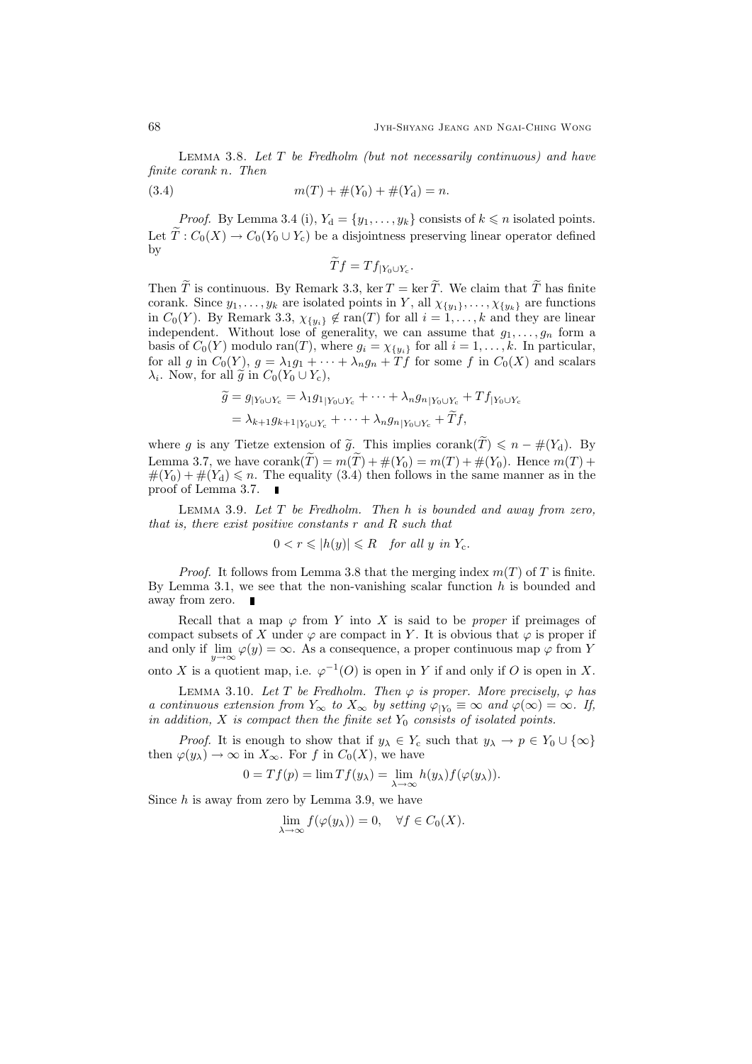LEMMA 3.8. *Let $T$ be Fredholm (but not necessarily continuous) and have finite corank $n$. Then*

$$m(T) + \#(Y_0) + \#(Y_{\rm d}) = n. \tag{3.4}$$

*Proof.* By Lemma 3.4 (i), $Y_{\rm d} = \{y_1, \dots, y_k\}$ consists of $k \leqslant n$ isolated points. Let $\widetilde{T} : C_0(X) \to C_0(Y_0 \cup Y_{\rm c})$ be a disjointness preserving linear operator defined by

$$\widetilde{T} f = T f_{|Y_0 \cup Y_{\rm c}}.$$

Then $\widetilde{T}$ is continuous. By Remark 3.3, $\ker T = \ker \widetilde{T}$. We claim that $\widetilde{T}$ has finite corank. Since $y_1, \dots, y_k$ are isolated points in $Y$, all $\chi_{\{y_1\}}, \dots, \chi_{\{y_k\}}$ are functions in $C_0(Y)$. By Remark 3.3, $\chi_{\{y_i\}} \notin \operatorname{ran}(T)$ for all $i = 1, \dots, k$ and they are linear independent. Without lose of generality, we can assume that $g_1, \dots, g_n$ form a basis of $C_0(Y)$ modulo $\operatorname{ran}(T)$, where $g_i = \chi_{\{y_i\}}$ for all $i = 1, \dots, k$. In particular, for all $g$ in $C_0(Y)$, $g = \lambda_1 g_1 + \dots + \lambda_n g_n + Tf$ for some $f$ in $C_0(X)$ and scalars $\lambda_i$. Now, for all $\widetilde{g}$ in $C_0(Y_0 \cup Y_{\rm c})$,

$$\begin{aligned}
\widetilde{g} = g_{|Y_0 \cup Y_{\rm c}} &= \lambda_1 g_{1|Y_0 \cup Y_{\rm c}} + \dots + \lambda_n g_{n|Y_0 \cup Y_{\rm c}} + Tf_{|Y_0 \cup Y_{\rm c}} \\
&= \lambda_{k+1} g_{k+1|Y_0 \cup Y_{\rm c}} + \dots + \lambda_n g_{n|Y_0 \cup Y_{\rm c}} + \widetilde{T} f,
\end{aligned}$$

where $g$ is any Tietze extension of $\widetilde{g}$. This implies $\operatorname{corank}(\widetilde{T}) \leqslant n - \#(Y_{\rm d})$. By Lemma 3.7, we have $\operatorname{corank}(\widetilde{T}) = m(\widetilde{T}) + \#(Y_0) = m(T) + \#(Y_0)$. Hence $m(T) + \#(Y_0) + \#(Y_{\rm d}) \leqslant n$. The equality (3.4) then follows in the same manner as in the proof of Lemma 3.7. ∎

LEMMA 3.9. *Let $T$ be Fredholm. Then $h$ is bounded and away from zero, that is, there exist positive constants $r$ and $R$ such that*

$$0 < r \leqslant |h(y)| \leqslant R \quad \textit{for all } y \textit{ in } Y_{\rm c}.$$

*Proof.* It follows from Lemma 3.8 that the merging index $m(T)$ of $T$ is finite. By Lemma 3.1, we see that the non-vanishing scalar function $h$ is bounded and away from zero. ∎

Recall that a map $\varphi$ from $Y$ into $X$ is said to be *proper* if preimages of compact subsets of $X$ under $\varphi$ are compact in $Y$. It is obvious that $\varphi$ is proper if and only if $\lim_{y \to \infty} \varphi(y) = \infty$. As a consequence, a proper continuous map $\varphi$ from $Y$ onto $X$ is a quotient map, i.e. $\varphi^{-1}(O)$ is open in $Y$ if and only if $O$ is open in $X$.

LEMMA 3.10. *Let $T$ be Fredholm. Then $\varphi$ is proper. More precisely, $\varphi$ has a continuous extension from $Y_\infty$ to $X_\infty$ by setting $\varphi_{|Y_0} \equiv \infty$ and $\varphi(\infty) = \infty$. If, in addition, $X$ is compact then the finite set $Y_0$ consists of isolated points.*

*Proof.* It is enough to show that if $y_\lambda \in Y_{\rm c}$ such that $y_\lambda \to p \in Y_0 \cup \{\infty\}$ then $\varphi(y_\lambda) \to \infty$ in $X_\infty$. For $f$ in $C_0(X)$, we have

$$0 = Tf(p) = \lim Tf(y_\lambda) = \lim_{\lambda \to \infty} h(y_\lambda) f(\varphi(y_\lambda)).$$

Since $h$ is away from zero by Lemma 3.9, we have

$$\lim_{\lambda \to \infty} f(\varphi(y_\lambda)) = 0, \quad \forall f \in C_0(X).$$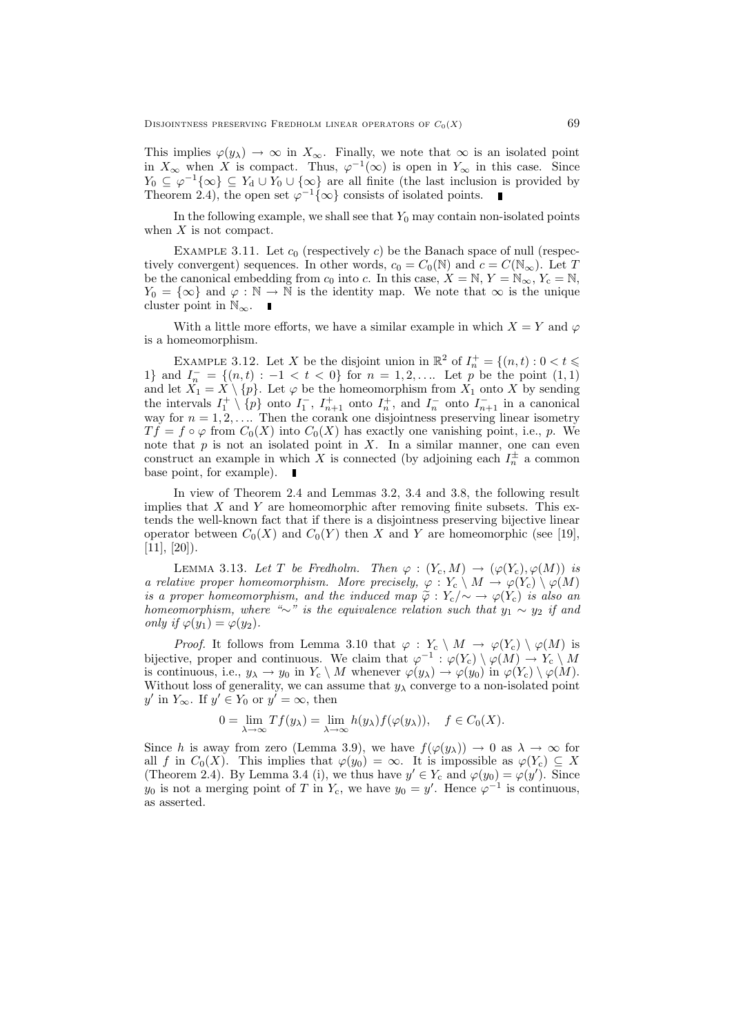This implies $\varphi(y_\lambda) \to \infty$ in $X_\infty$. Finally, we note that $\infty$ is an isolated point in $X_\infty$ when $X$ is compact. Thus, $\varphi^{-1}(\infty)$ is open in $Y_\infty$ in this case. Since $Y_0 \subseteq \varphi^{-1}\{\infty\} \subseteq Y_{\mathrm{d}} \cup Y_0 \cup \{\infty\}$ are all finite (the last inclusion is provided by Theorem 2.4), the open set $\varphi^{-1}\{\infty\}$ consists of isolated points. ∎

In the following example, we shall see that $Y_0$ may contain non-isolated points when $X$ is not compact.

EXAMPLE 3.11. Let $c_0$ (respectively $c$) be the Banach space of null (respectively convergent) sequences. In other words, $c_0 = C_0(\mathbb{N})$ and $c = C(\mathbb{N}_\infty)$. Let $T$ be the canonical embedding from $c_0$ into $c$. In this case, $X = \mathbb{N}$, $Y = \mathbb{N}_\infty$, $Y_{\mathrm{c}} = \mathbb{N}$, $Y_0 = \{\infty\}$ and $\varphi : \mathbb{N} \to \mathbb{N}$ is the identity map. We note that $\infty$ is the unique cluster point in $\mathbb{N}_\infty$. ∎

With a little more efforts, we have a similar example in which $X = Y$ and $\varphi$ is a homeomorphism.

EXAMPLE 3.12. Let $X$ be the disjoint union in $\mathbb{R}^2$ of $I_n^+ = \{(n,t) : 0 < t \leqslant 1\}$ and $I_n^- = \{(n,t) : -1 < t < 0\}$ for $n = 1, 2, \ldots$. Let $p$ be the point $(1,1)$ and let $X_1 = X \setminus \{p\}$. Let $\varphi$ be the homeomorphism from $X_1$ onto $X$ by sending the intervals $I_1^+ \setminus \{p\}$ onto $I_1^-$, $I_{n+1}^+$ onto $I_n^+$, and $I_n^-$ onto $I_{n+1}^-$ in a canonical way for $n = 1, 2, \ldots$. Then the corank one disjointness preserving linear isometry $Tf = f \circ \varphi$ from $C_0(X)$ into $C_0(X)$ has exactly one vanishing point, i.e., $p$. We note that $p$ is not an isolated point in $X$. In a similar manner, one can even construct an example in which $X$ is connected (by adjoining each $I_n^\pm$ a common base point, for example). ∎

In view of Theorem 2.4 and Lemmas 3.2, 3.4 and 3.8, the following result implies that $X$ and $Y$ are homeomorphic after removing finite subsets. This extends the well-known fact that if there is a disjointness preserving bijective linear operator between $C_0(X)$ and $C_0(Y)$ then $X$ and $Y$ are homeomorphic (see [19], [11], [20]).

LEMMA 3.13. *Let $T$ be Fredholm. Then $\varphi : (Y_{\mathrm{c}}, M) \to (\varphi(Y_{\mathrm{c}}), \varphi(M))$ is a relative proper homeomorphism. More precisely, $\varphi : Y_{\mathrm{c}} \setminus M \to \varphi(Y_{\mathrm{c}}) \setminus \varphi(M)$ is a proper homeomorphism, and the induced map $\widetilde{\varphi} : Y_{\mathrm{c}}/{\sim} \to \varphi(Y_{\mathrm{c}})$ is also an homeomorphism, where "$\sim$" is the equivalence relation such that $y_1 \sim y_2$ if and only if $\varphi(y_1) = \varphi(y_2)$.*

*Proof.* It follows from Lemma 3.10 that $\varphi : Y_{\mathrm{c}} \setminus M \to \varphi(Y_{\mathrm{c}}) \setminus \varphi(M)$ is bijective, proper and continuous. We claim that $\varphi^{-1} : \varphi(Y_{\mathrm{c}}) \setminus \varphi(M) \to Y_{\mathrm{c}} \setminus M$ is continuous, i.e., $y_\lambda \to y_0$ in $Y_{\mathrm{c}} \setminus M$ whenever $\varphi(y_\lambda) \to \varphi(y_0)$ in $\varphi(Y_{\mathrm{c}}) \setminus \varphi(M)$. Without loss of generality, we can assume that $y_\lambda$ converge to a non-isolated point $y'$ in $Y_\infty$. If $y' \in Y_0$ or $y' = \infty$, then

$$0 = \lim_{\lambda \to \infty} Tf(y_\lambda) = \lim_{\lambda \to \infty} h(y_\lambda) f(\varphi(y_\lambda)), \quad f \in C_0(X).$$

Since $h$ is away from zero (Lemma 3.9), we have $f(\varphi(y_\lambda)) \to 0$ as $\lambda \to \infty$ for all $f$ in $C_0(X)$. This implies that $\varphi(y_0) = \infty$. It is impossible as $\varphi(Y_{\mathrm{c}}) \subseteq X$ (Theorem 2.4). By Lemma 3.4 (i), we thus have $y' \in Y_{\mathrm{c}}$ and $\varphi(y_0) = \varphi(y')$. Since $y_0$ is not a merging point of $T$ in $Y_{\mathrm{c}}$, we have $y_0 = y'$. Hence $\varphi^{-1}$ is continuous, as asserted.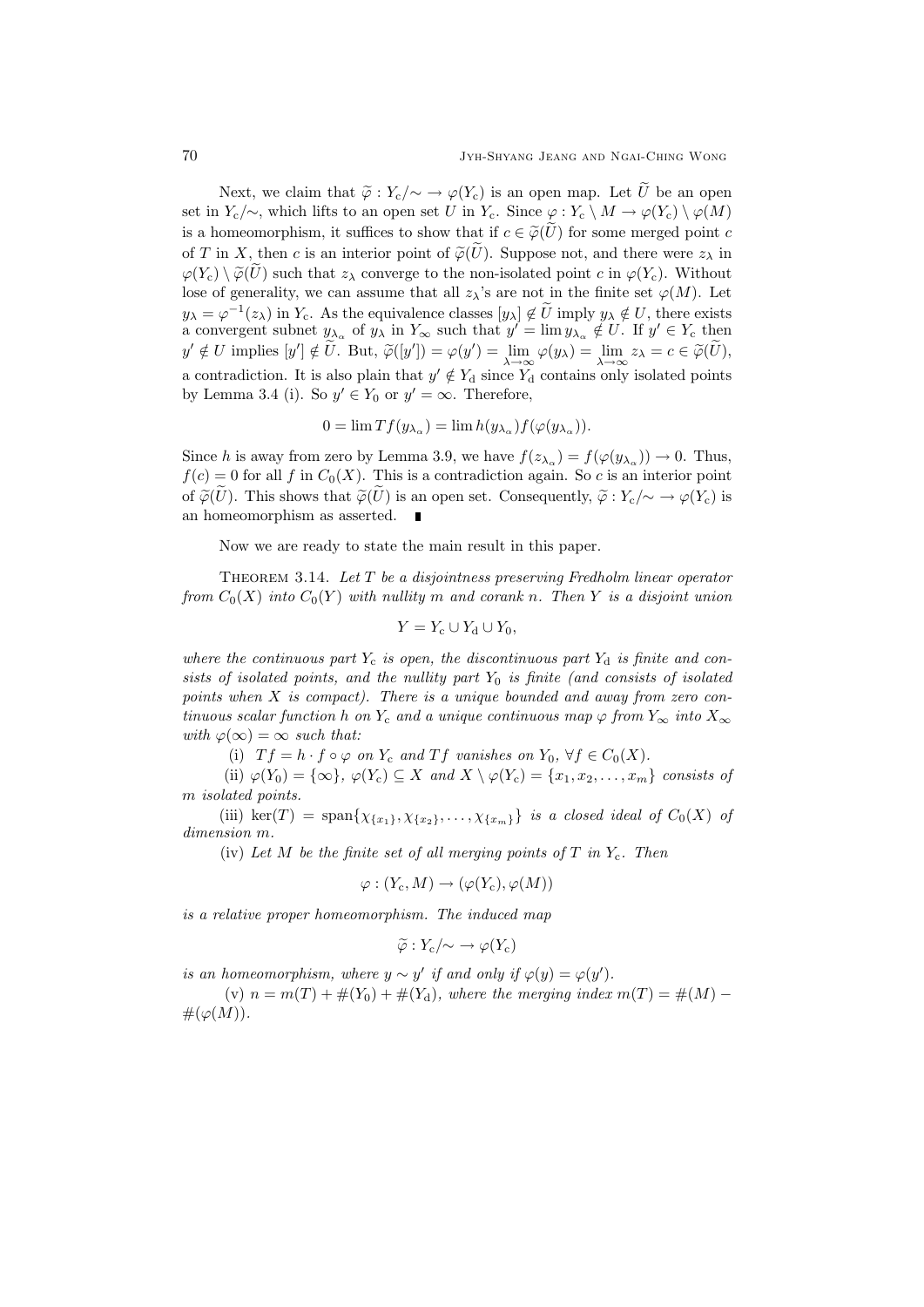Next, we claim that $\widetilde{\varphi} : Y_c/\!\sim \to \varphi(Y_c)$ is an open map. Let $\widetilde{U}$ be an open set in $Y_c/\!\sim$, which lifts to an open set $U$ in $Y_c$. Since $\varphi : Y_c \setminus M \to \varphi(Y_c) \setminus \varphi(M)$ is a homeomorphism, it suffices to show that if $c \in \widetilde{\varphi}(\widetilde{U})$ for some merged point $c$ of $T$ in $X$, then $c$ is an interior point of $\widetilde{\varphi}(\widetilde{U})$. Suppose not, and there were $z_\lambda$ in $\varphi(Y_c) \setminus \widetilde{\varphi}(\widetilde{U})$ such that $z_\lambda$ converge to the non-isolated point $c$ in $\varphi(Y_c)$. Without lose of generality, we can assume that all $z_\lambda$'s are not in the finite set $\varphi(M)$. Let $y_\lambda = \varphi^{-1}(z_\lambda)$ in $Y_c$. As the equivalence classes $[y_\lambda] \notin \widetilde{U}$ imply $y_\lambda \notin U$, there exists a convergent subnet $y_{\lambda_\alpha}$ of $y_\lambda$ in $Y_\infty$ such that $y' = \lim y_{\lambda_\alpha} \notin U$. If $y' \in Y_c$ then $y' \notin U$ implies $[y'] \notin \widetilde{U}$. But, $\widetilde{\varphi}([y']) = \varphi(y') = \lim\limits_{\lambda\to\infty} \varphi(y_\lambda) = \lim\limits_{\lambda\to\infty} z_\lambda = c \in \widetilde{\varphi}(\widetilde{U})$, a contradiction. It is also plain that $y' \notin Y_d$ since $Y_d$ contains only isolated points by Lemma 3.4 (i). So $y' \in Y_0$ or $y' = \infty$. Therefore,

$$0 = \lim Tf(y_{\lambda_\alpha}) = \lim h(y_{\lambda_\alpha}) f(\varphi(y_{\lambda_\alpha})).$$

Since $h$ is away from zero by Lemma 3.9, we have $f(z_{\lambda_\alpha}) = f(\varphi(y_{\lambda_\alpha})) \to 0$. Thus, $f(c) = 0$ for all $f$ in $C_0(X)$. This is a contradiction again. So $c$ is an interior point of $\widetilde{\varphi}(\widetilde{U})$. This shows that $\widetilde{\varphi}(\widetilde{U})$ is an open set. Consequently, $\widetilde{\varphi} : Y_c/\!\sim \to \varphi(Y_c)$ is an homeomorphism as asserted. ∎

Now we are ready to state the main result in this paper.

Theorem 3.14. *Let $T$ be a disjointness preserving Fredholm linear operator from $C_0(X)$ into $C_0(Y)$ with nullity $m$ and corank $n$. Then $Y$ is a disjoint union*

$$Y = Y_c \cup Y_d \cup Y_0,$$

*where the continuous part $Y_c$ is open, the discontinuous part $Y_d$ is finite and consists of isolated points, and the nullity part $Y_0$ is finite (and consists of isolated points when $X$ is compact). There is a unique bounded and away from zero continuous scalar function $h$ on $Y_c$ and a unique continuous map $\varphi$ from $Y_\infty$ into $X_\infty$ with $\varphi(\infty) = \infty$ such that:*

(i) *$Tf = h \cdot f \circ \varphi$ on $Y_c$ and $Tf$ vanishes on $Y_0$, $\forall f \in C_0(X)$.*

(ii) *$\varphi(Y_0) = \{\infty\}$, $\varphi(Y_c) \subseteq X$ and $X \setminus \varphi(Y_c) = \{x_1, x_2, \ldots, x_m\}$ consists of $m$ isolated points.*

(iii) *$\ker(T) = \operatorname{span}\{\chi_{\{x_1\}}, \chi_{\{x_2\}}, \ldots, \chi_{\{x_m\}}\}$ is a closed ideal of $C_0(X)$ of dimension $m$.*

(iv) *Let $M$ be the finite set of all merging points of $T$ in $Y_c$. Then*

$$\varphi : (Y_c, M) \to (\varphi(Y_c), \varphi(M))$$

*is a relative proper homeomorphism. The induced map*

$$\widetilde{\varphi} : Y_c/\!\sim \to \varphi(Y_c)$$

*is an homeomorphism, where $y \sim y'$ if and only if $\varphi(y) = \varphi(y')$.*

(v) *$n = m(T) + \#(Y_0) + \#(Y_d)$, where the merging index $m(T) = \#(M) - \#(\varphi(M))$.*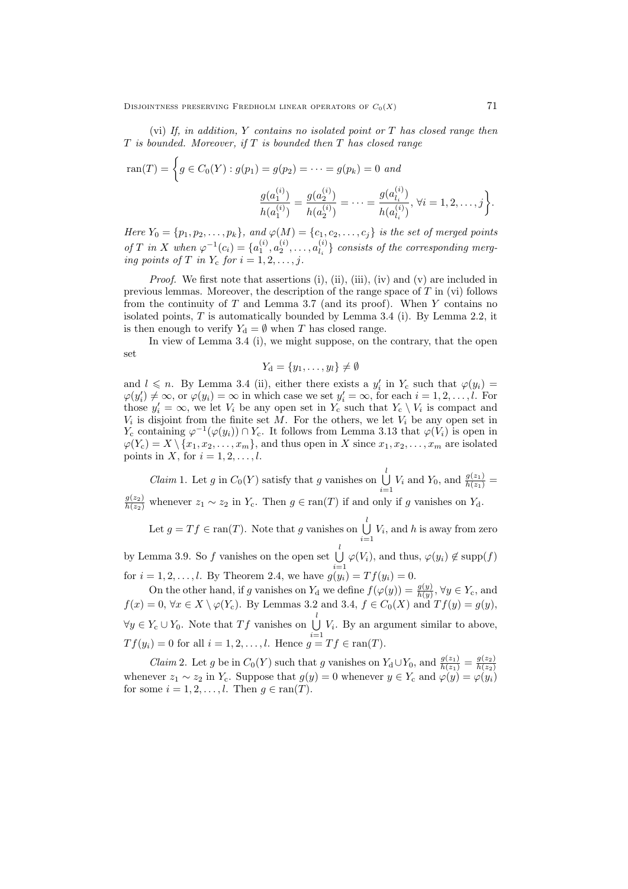(vi) *If, in addition, $Y$ contains no isolated point or $T$ has closed range then $T$ is bounded. Moreover, if $T$ is bounded then $T$ has closed range*

$$\operatorname{ran}(T) = \bigg\{ g \in C_0(Y) : g(p_1) = g(p_2) = \cdots = g(p_k) = 0 \text{ and } \frac{g(a_1^{(i)})}{h(a_1^{(i)})} = \frac{g(a_2^{(i)})}{h(a_2^{(i)})} = \cdots = \frac{g(a_{l_i}^{(i)})}{h(a_{l_i}^{(i)})},\ \forall i = 1, 2, \ldots, j \bigg\}.$$

*Here $Y_0 = \{p_1, p_2, \ldots, p_k\}$, and $\varphi(M) = \{c_1, c_2, \ldots, c_j\}$ is the set of merged points of $T$ in $X$ when $\varphi^{-1}(c_i) = \{a_1^{(i)}, a_2^{(i)}, \ldots, a_{l_i}^{(i)}\}$ consists of the corresponding merging points of $T$ in $Y_c$ for $i = 1, 2, \ldots, j$.*

*Proof.* We first note that assertions (i), (ii), (iii), (iv) and (v) are included in previous lemmas. Moreover, the description of the range space of $T$ in (vi) follows from the continuity of $T$ and Lemma 3.7 (and its proof). When $Y$ contains no isolated points, $T$ is automatically bounded by Lemma 3.4 (i). By Lemma 2.2, it is then enough to verify $Y_d = \emptyset$ when $T$ has closed range.

In view of Lemma 3.4 (i), we might suppose, on the contrary, that the open set

$$Y_d = \{y_1, \ldots, y_l\} \neq \emptyset$$

and $l \leqslant n$. By Lemma 3.4 (ii), either there exists a $y_i'$ in $Y_c$ such that $\varphi(y_i) = \varphi(y_i') \neq \infty$, or $\varphi(y_i) = \infty$ in which case we set $y_i' = \infty$, for each $i = 1, 2, \ldots, l$. For those $y_i' = \infty$, we let $V_i$ be any open set in $Y_c$ such that $Y_c \setminus V_i$ is compact and $V_i$ is disjoint from the finite set $M$. For the others, we let $V_i$ be any open set in $Y_c$ containing $\varphi^{-1}(\varphi(y_i)) \cap Y_c$. It follows from Lemma 3.13 that $\varphi(V_i)$ is open in $\varphi(Y_c) = X \setminus \{x_1, x_2, \ldots, x_m\}$, and thus open in $X$ since $x_1, x_2, \ldots, x_m$ are isolated points in $X$, for $i = 1, 2, \ldots, l$.

*Claim* 1. Let $g$ in $C_0(Y)$ satisfy that $g$ vanishes on $\bigcup_{i=1}^{l} V_i$ and $Y_0$, and $\frac{g(z_1)}{h(z_1)} = \frac{g(z_2)}{h(z_2)}$ whenever $z_1 \sim z_2$ in $Y_c$. Then $g \in \operatorname{ran}(T)$ if and only if $g$ vanishes on $Y_d$.

Let $g = Tf \in \operatorname{ran}(T)$. Note that $g$ vanishes on $\bigcup_{i=1}^{l} V_i$, and $h$ is away from zero by Lemma 3.9. So $f$ vanishes on the open set $\bigcup_{i=1}^{l} \varphi(V_i)$, and thus, $\varphi(y_i) \notin \operatorname{supp}(f)$ for $i = 1, 2, \ldots, l$. By Theorem 2.4, we have $g(y_i) = Tf(y_i) = 0$.

On the other hand, if $g$ vanishes on $Y_d$ we define $f(\varphi(y)) = \frac{g(y)}{h(y)}$, $\forall y \in Y_c$, and $f(x) = 0$, $\forall x \in X \setminus \varphi(Y_c)$. By Lemmas 3.2 and 3.4, $f \in C_0(X)$ and $Tf(y) = g(y)$, $\forall y \in Y_c \cup Y_0$. Note that $Tf$ vanishes on $\bigcup_{i=1}^{l} V_i$. By an argument similar to above, $Tf(y_i) = 0$ for all $i = 1, 2, \ldots, l$. Hence $g = Tf \in \operatorname{ran}(T)$.

*Claim* 2. Let $g$ be in $C_0(Y)$ such that $g$ vanishes on $Y_d \cup Y_0$, and $\frac{g(z_1)}{h(z_1)} = \frac{g(z_2)}{h(z_2)}$ whenever $z_1 \sim z_2$ in $Y_c$. Suppose that $g(y) = 0$ whenever $y \in Y_c$ and $\varphi(y) = \varphi(y_i)$ for some $i = 1, 2, \ldots, l$. Then $g \in \operatorname{ran}(T)$.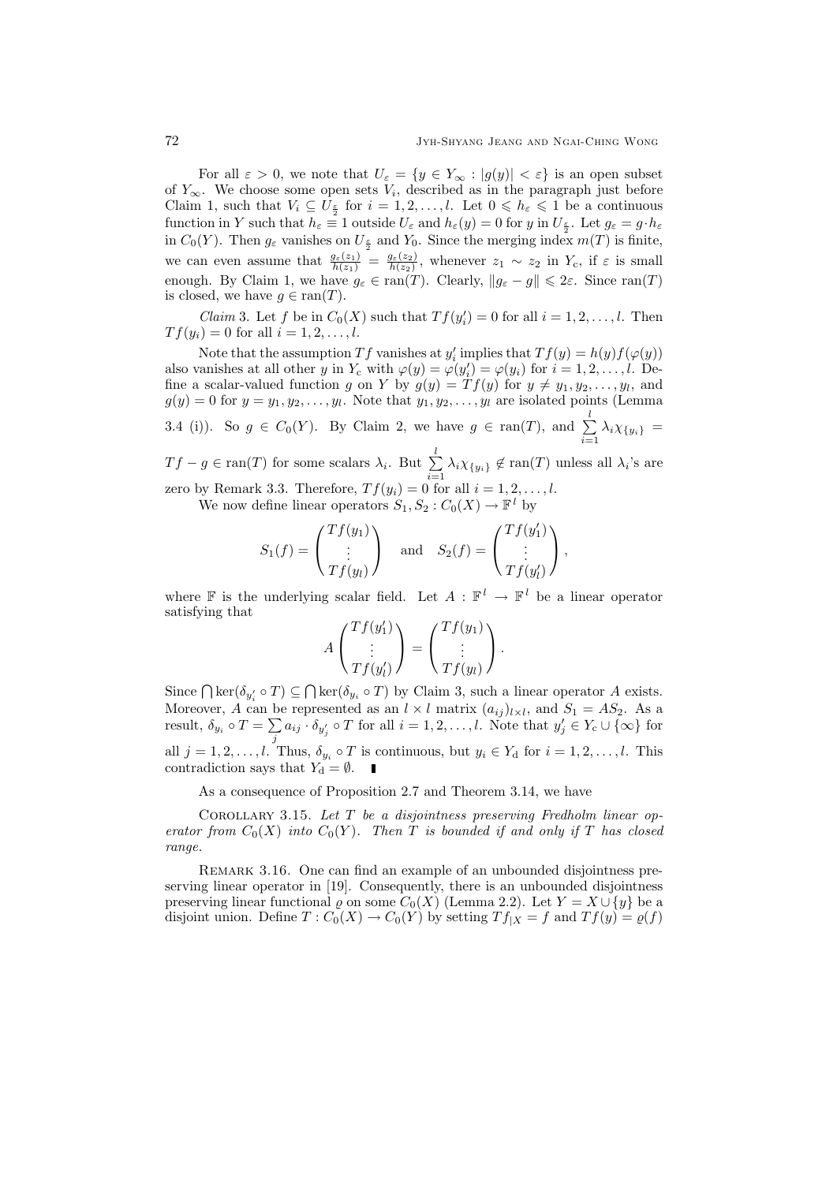For all $\varepsilon > 0$, we note that $U_\varepsilon = \{y \in Y_\infty : |g(y)| < \varepsilon\}$ is an open subset of $Y_\infty$. We choose some open sets $V_i$, described as in the paragraph just before Claim 1, such that $V_i \subseteq U_{\frac{\varepsilon}{2}}$ for $i = 1, 2, \ldots, l$. Let $0 \leqslant h_\varepsilon \leqslant 1$ be a continuous function in $Y$ such that $h_\varepsilon \equiv 1$ outside $U_\varepsilon$ and $h_\varepsilon(y) = 0$ for $y$ in $U_{\frac{\varepsilon}{2}}$. Let $g_\varepsilon = g \cdot h_\varepsilon$ in $C_0(Y)$. Then $g_\varepsilon$ vanishes on $U_{\frac{\varepsilon}{2}}$ and $Y_0$. Since the merging index $m(T)$ is finite, we can even assume that $\frac{g_\varepsilon(z_1)}{h(z_1)} = \frac{g_\varepsilon(z_2)}{h(z_2)}$, whenever $z_1 \sim z_2$ in $Y_c$, if $\varepsilon$ is small enough. By Claim 1, we have $g_\varepsilon \in \operatorname{ran}(T)$. Clearly, $\|g_\varepsilon - g\| \leqslant 2\varepsilon$. Since $\operatorname{ran}(T)$ is closed, we have $g \in \operatorname{ran}(T)$.

*Claim* 3. Let $f$ be in $C_0(X)$ such that $Tf(y_i') = 0$ for all $i = 1, 2, \ldots, l$. Then $Tf(y_i) = 0$ for all $i = 1, 2, \ldots, l$.

Note that the assumption $Tf$ vanishes at $y_i'$ implies that $Tf(y) = h(y)f(\varphi(y))$ also vanishes at all other $y$ in $Y_c$ with $\varphi(y) = \varphi(y_i') = \varphi(y_i)$ for $i = 1, 2, \ldots, l$. Define a scalar-valued function $g$ on $Y$ by $g(y) = Tf(y)$ for $y \neq y_1, y_2, \ldots, y_l$, and $g(y) = 0$ for $y = y_1, y_2, \ldots, y_l$. Note that $y_1, y_2, \ldots, y_l$ are isolated points (Lemma 3.4 (i)). So $g \in C_0(Y)$. By Claim 2, we have $g \in \operatorname{ran}(T)$, and $\sum_{i=1}^{l} \lambda_i \chi_{\{y_i\}} = Tf - g \in \operatorname{ran}(T)$ for some scalars $\lambda_i$. But $\sum_{i=1}^{l} \lambda_i \chi_{\{y_i\}} \notin \operatorname{ran}(T)$ unless all $\lambda_i$'s are zero by Remark 3.3. Therefore, $Tf(y_i) = 0$ for all $i = 1, 2, \ldots, l$.

We now define linear operators $S_1, S_2 : C_0(X) \to \mathbb{F}^l$ by

$$S_1(f) = \begin{pmatrix} Tf(y_1) \\ \vdots \\ Tf(y_l) \end{pmatrix} \quad \text{and} \quad S_2(f) = \begin{pmatrix} Tf(y_1') \\ \vdots \\ Tf(y_l') \end{pmatrix},$$

where $\mathbb{F}$ is the underlying scalar field. Let $A : \mathbb{F}^l \to \mathbb{F}^l$ be a linear operator satisfying that

$$A \begin{pmatrix} Tf(y_1') \\ \vdots \\ Tf(y_l') \end{pmatrix} = \begin{pmatrix} Tf(y_1) \\ \vdots \\ Tf(y_l) \end{pmatrix}.$$

Since $\bigcap \ker(\delta_{y_i'} \circ T) \subseteq \bigcap \ker(\delta_{y_i} \circ T)$ by Claim 3, such a linear operator $A$ exists. Moreover, $A$ can be represented as an $l \times l$ matrix $(a_{ij})_{l \times l}$, and $S_1 = AS_2$. As a result, $\delta_{y_i} \circ T = \sum_j a_{ij} \cdot \delta_{y_j'} \circ T$ for all $i = 1, 2, \ldots, l$. Note that $y_j' \in Y_c \cup \{\infty\}$ for all $j = 1, 2, \ldots, l$. Thus, $\delta_{y_i} \circ T$ is continuous, but $y_i \in Y_d$ for $i = 1, 2, \ldots, l$. This contradiction says that $Y_d = \emptyset$. ∎

As a consequence of Proposition 2.7 and Theorem 3.14, we have

Corollary 3.15. *Let $T$ be a disjointness preserving Fredholm linear operator from $C_0(X)$ into $C_0(Y)$. Then $T$ is bounded if and only if $T$ has closed range.*

Remark 3.16. One can find an example of an unbounded disjointness preserving linear operator in [19]. Consequently, there is an unbounded disjointness preserving linear functional $\varrho$ on some $C_0(X)$ (Lemma 2.2). Let $Y = X \cup \{y\}$ be a disjoint union. Define $T : C_0(X) \to C_0(Y)$ by setting $Tf_{|X} = f$ and $Tf(y) = \varrho(f)$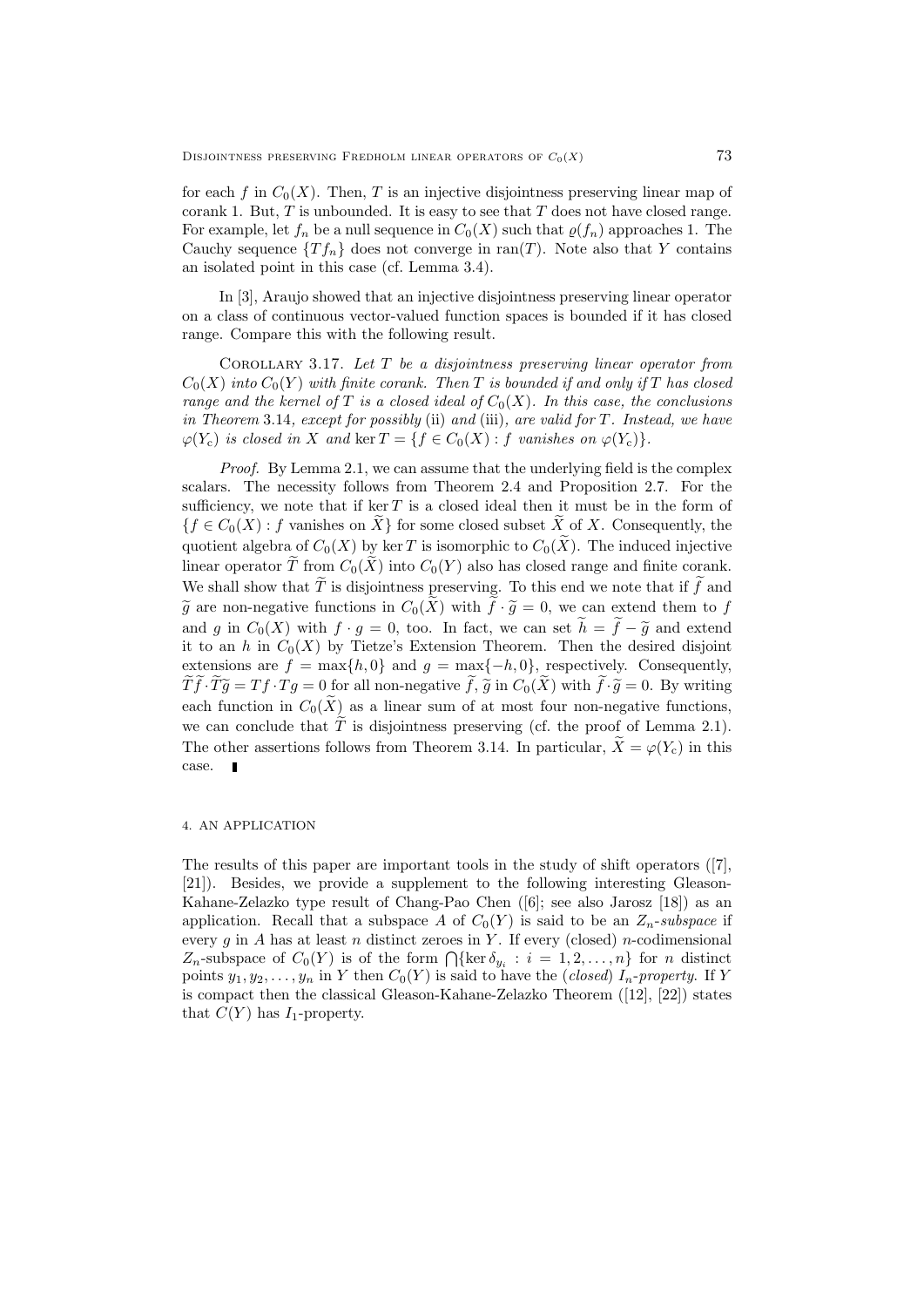for each $f$ in $C_0(X)$. Then, $T$ is an injective disjointness preserving linear map of corank 1. But, $T$ is unbounded. It is easy to see that $T$ does not have closed range. For example, let $f_n$ be a null sequence in $C_0(X)$ such that $\varrho(f_n)$ approaches 1. The Cauchy sequence $\{Tf_n\}$ does not converge in $\operatorname{ran}(T)$. Note also that $Y$ contains an isolated point in this case (cf. Lemma 3.4).

In [3], Araujo showed that an injective disjointness preserving linear operator on a class of continuous vector-valued function spaces is bounded if it has closed range. Compare this with the following result.

Corollary 3.17. *Let $T$ be a disjointness preserving linear operator from $C_0(X)$ into $C_0(Y)$ with finite corank. Then $T$ is bounded if and only if $T$ has closed range and the kernel of $T$ is a closed ideal of $C_0(X)$. In this case, the conclusions in Theorem* 3.14*, except for possibly* (ii) *and* (iii)*, are valid for $T$. Instead, we have $\varphi(Y_c)$ is closed in $X$ and $\ker T = \{f \in C_0(X) : f$ vanishes on $\varphi(Y_c)\}$.*

*Proof.* By Lemma 2.1, we can assume that the underlying field is the complex scalars. The necessity follows from Theorem 2.4 and Proposition 2.7. For the sufficiency, we note that if $\ker T$ is a closed ideal then it must be in the form of $\{f \in C_0(X) : f \text{ vanishes on } \widetilde{X}\}$ for some closed subset $\widetilde{X}$ of $X$. Consequently, the quotient algebra of $C_0(X)$ by $\ker T$ is isomorphic to $C_0(\widetilde{X})$. The induced injective linear operator $\widetilde{T}$ from $C_0(\widetilde{X})$ into $C_0(Y)$ also has closed range and finite corank. We shall show that $\widetilde{T}$ is disjointness preserving. To this end we note that if $\widetilde{f}$ and $\widetilde{g}$ are non-negative functions in $C_0(\widetilde{X})$ with $\widetilde{f} \cdot \widetilde{g} = 0$, we can extend them to $f$ and $g$ in $C_0(X)$ with $f \cdot g = 0$, too. In fact, we can set $\widetilde{h} = \widetilde{f} - \widetilde{g}$ and extend it to an $h$ in $C_0(X)$ by Tietze's Extension Theorem. Then the desired disjoint extensions are $f = \max\{h, 0\}$ and $g = \max\{-h, 0\}$, respectively. Consequently, $\widetilde{T}\widetilde{f} \cdot \widetilde{T}\widetilde{g} = Tf \cdot Tg = 0$ for all non-negative $\widetilde{f}$, $\widetilde{g}$ in $C_0(\widetilde{X})$ with $\widetilde{f} \cdot \widetilde{g} = 0$. By writing each function in $C_0(\widetilde{X})$ as a linear sum of at most four non-negative functions, we can conclude that $\widetilde{T}$ is disjointness preserving (cf. the proof of Lemma 2.1). The other assertions follows from Theorem 3.14. In particular, $\widetilde{X} = \varphi(Y_c)$ in this case. ∎

## 4. AN APPLICATION

The results of this paper are important tools in the study of shift operators ([7], [21]). Besides, we provide a supplement to the following interesting Gleason-Kahane-Zelazko type result of Chang-Pao Chen ([6]; see also Jarosz [18]) as an application. Recall that a subspace $A$ of $C_0(Y)$ is said to be an *$Z_n$-subspace* if every $g$ in $A$ has at least $n$ distinct zeroes in $Y$. If every (closed) $n$-codimensional $Z_n$-subspace of $C_0(Y)$ is of the form $\bigcap\{\ker \delta_{y_i} : i = 1, 2, \ldots, n\}$ for $n$ distinct points $y_1, y_2, \ldots, y_n$ in $Y$ then $C_0(Y)$ is said to have the (*closed*) *$I_n$-property*. If $Y$ is compact then the classical Gleason-Kahane-Zelazko Theorem ([12], [22]) states that $C(Y)$ has $I_1$-property.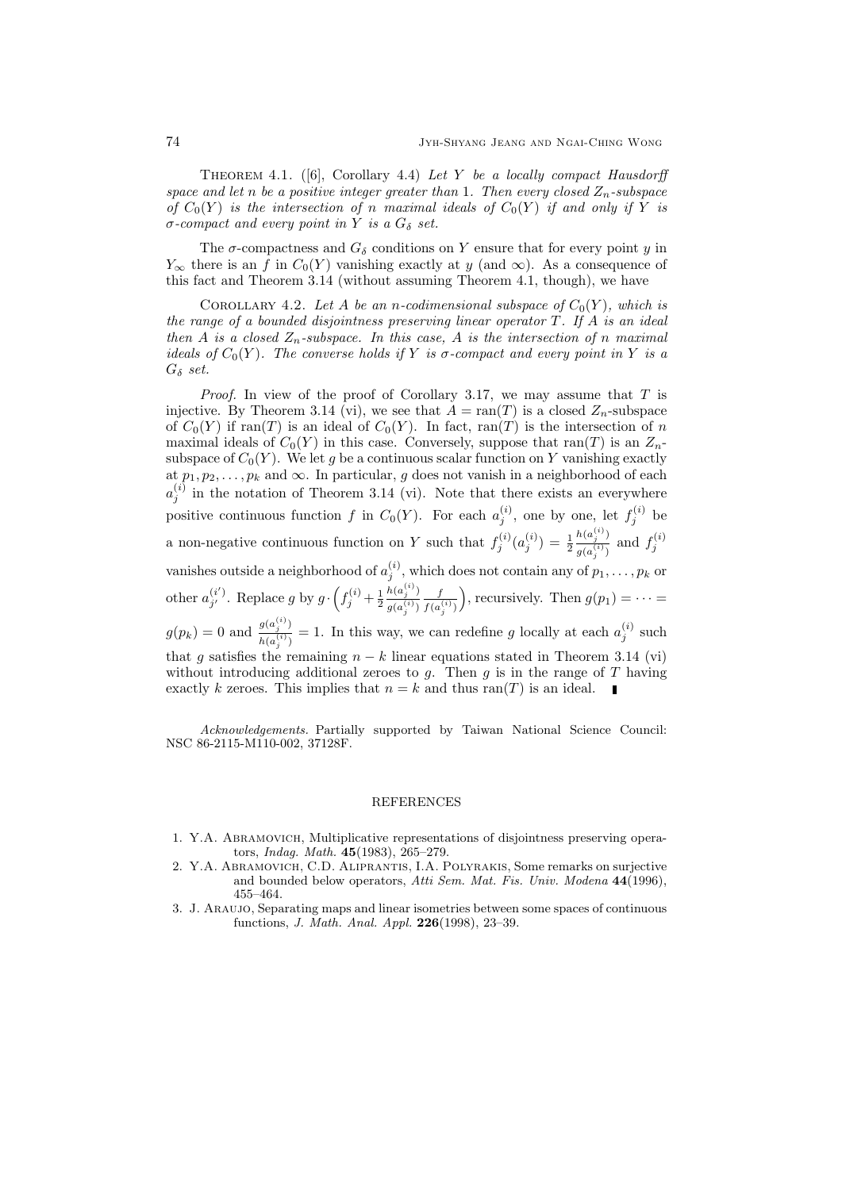THEOREM 4.1. ([6], Corollary 4.4) *Let $Y$ be a locally compact Hausdorff space and let $n$ be a positive integer greater than 1. Then every closed $Z_n$-subspace of $C_0(Y)$ is the intersection of $n$ maximal ideals of $C_0(Y)$ if and only if $Y$ is $\sigma$-compact and every point in $Y$ is a $G_\delta$ set.*

The $\sigma$-compactness and $G_\delta$ conditions on $Y$ ensure that for every point $y$ in $Y_\infty$ there is an $f$ in $C_0(Y)$ vanishing exactly at $y$ (and $\infty$). As a consequence of this fact and Theorem 3.14 (without assuming Theorem 4.1, though), we have

COROLLARY 4.2. *Let $A$ be an $n$-codimensional subspace of $C_0(Y)$, which is the range of a bounded disjointness preserving linear operator $T$. If $A$ is an ideal then $A$ is a closed $Z_n$-subspace. In this case, $A$ is the intersection of $n$ maximal ideals of $C_0(Y)$. The converse holds if $Y$ is $\sigma$-compact and every point in $Y$ is a $G_\delta$ set.*

*Proof.* In view of the proof of Corollary 3.17, we may assume that $T$ is injective. By Theorem 3.14 (vi), we see that $A = \operatorname{ran}(T)$ is a closed $Z_n$-subspace of $C_0(Y)$ if $\operatorname{ran}(T)$ is an ideal of $C_0(Y)$. In fact, $\operatorname{ran}(T)$ is the intersection of $n$ maximal ideals of $C_0(Y)$ in this case. Conversely, suppose that $\operatorname{ran}(T)$ is an $Z_n$-subspace of $C_0(Y)$. We let $g$ be a continuous scalar function on $Y$ vanishing exactly at $p_1, p_2, \ldots, p_k$ and $\infty$. In particular, $g$ does not vanish in a neighborhood of each $a_j^{(i)}$ in the notation of Theorem 3.14 (vi). Note that there exists an everywhere positive continuous function $f$ in $C_0(Y)$. For each $a_j^{(i)}$, one by one, let $f_j^{(i)}$ be a non-negative continuous function on $Y$ such that $f_j^{(i)}(a_j^{(i)}) = \frac{1}{2}\frac{h(a_j^{(i)})}{g(a_j^{(i)})}$ and $f_j^{(i)}$ vanishes outside a neighborhood of $a_j^{(i)}$, which does not contain any of $p_1, \ldots, p_k$ or other $a_{j'}^{(i')}$. Replace $g$ by $g \cdot \left(f_j^{(i)} + \frac{1}{2}\frac{h(a_j^{(i)})}{g(a_j^{(i)})}\frac{f}{f(a_j^{(i)})}\right)$, recursively. Then $g(p_1) = \cdots = g(p_k) = 0$ and $\frac{g(a_j^{(i)})}{h(a_j^{(i)})} = 1$. In this way, we can redefine $g$ locally at each $a_j^{(i)}$ such that $g$ satisfies the remaining $n-k$ linear equations stated in Theorem 3.14 (vi) without introducing additional zeroes to $g$. Then $g$ is in the range of $T$ having exactly $k$ zeroes. This implies that $n = k$ and thus $\operatorname{ran}(T)$ is an ideal. ∎

*Acknowledgements.* Partially supported by Taiwan National Science Council: NSC 86-2115-M110-002, 37128F.

## REFERENCES

1. Y.A. Abramovich, Multiplicative representations of disjointness preserving operators, *Indag. Math.* **45**(1983), 265–279.
2. Y.A. Abramovich, C.D. Aliprantis, I.A. Polyrakis, Some remarks on surjective and bounded below operators, *Atti Sem. Mat. Fis. Univ. Modena* **44**(1996), 455–464.
3. J. Araujo, Separating maps and linear isometries between some spaces of continuous functions, *J. Math. Anal. Appl.* **226**(1998), 23–39.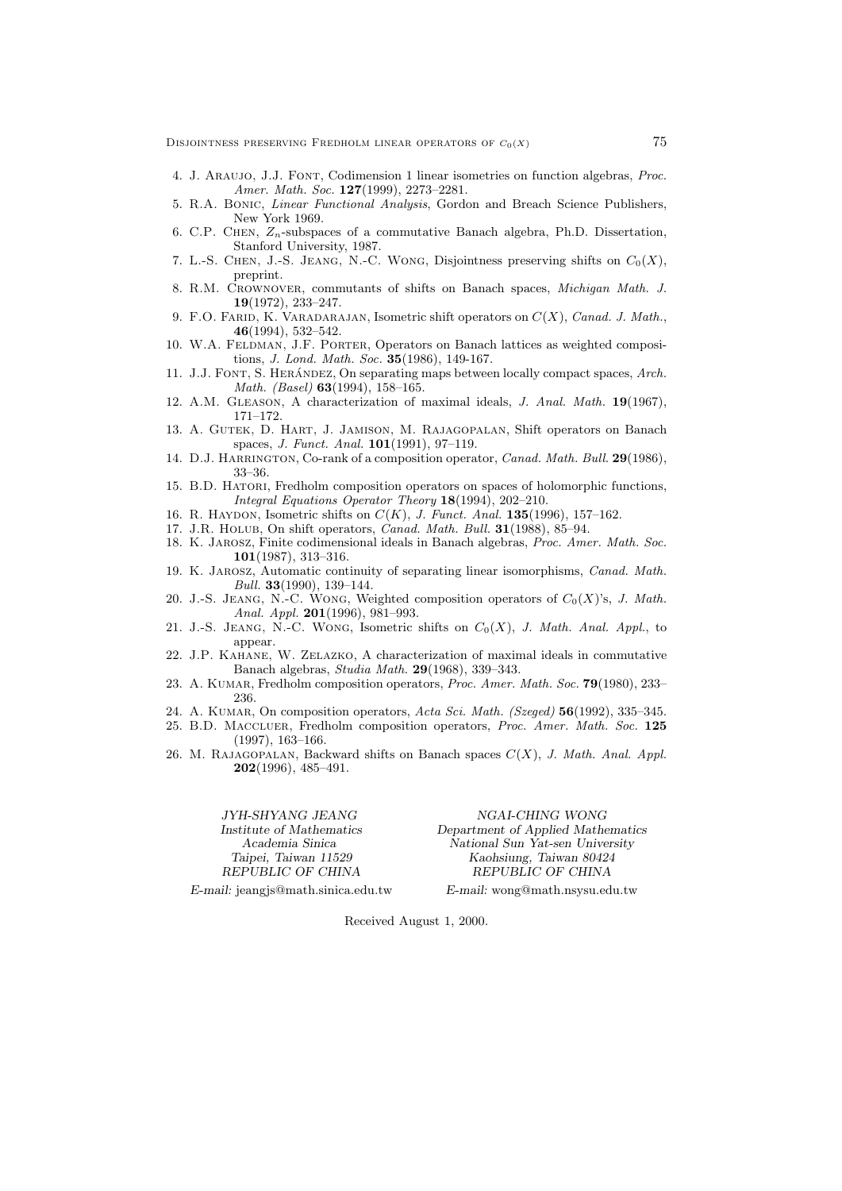4. J. Araujo, J.J. Font, Codimension 1 linear isometries on function algebras, *Proc. Amer. Math. Soc.* **127**(1999), 2273–2281.
5. R.A. Bonic, *Linear Functional Analysis*, Gordon and Breach Science Publishers, New York 1969.
6. C.P. Chen, $Z_n$-subspaces of a commutative Banach algebra, Ph.D. Dissertation, Stanford University, 1987.
7. L.-S. Chen, J.-S. Jeang, N.-C. Wong, Disjointness preserving shifts on $C_0(X)$, preprint.
8. R.M. Crownover, commutants of shifts on Banach spaces, *Michigan Math. J.* **19**(1972), 233–247.
9. F.O. Farid, K. Varadarajan, Isometric shift operators on $C(X)$, *Canad. J. Math.*, **46**(1994), 532–542.
10. W.A. Feldman, J.F. Porter, Operators on Banach lattices as weighted compositions, *J. Lond. Math. Soc.* **35**(1986), 149-167.
11. J.J. Font, S. Herández, On separating maps between locally compact spaces, *Arch. Math. (Basel)* **63**(1994), 158–165.
12. A.M. Gleason, A characterization of maximal ideals, *J. Anal. Math.* **19**(1967), 171–172.
13. A. Gutek, D. Hart, J. Jamison, M. Rajagopalan, Shift operators on Banach spaces, *J. Funct. Anal.* **101**(1991), 97–119.
14. D.J. Harrington, Co-rank of a composition operator, *Canad. Math. Bull.* **29**(1986), 33–36.
15. B.D. Hatori, Fredholm composition operators on spaces of holomorphic functions, *Integral Equations Operator Theory* **18**(1994), 202–210.
16. R. Haydon, Isometric shifts on $C(K)$, *J. Funct. Anal.* **135**(1996), 157–162.
17. J.R. Holub, On shift operators, *Canad. Math. Bull.* **31**(1988), 85–94.
18. K. Jarosz, Finite codimensional ideals in Banach algebras, *Proc. Amer. Math. Soc.* **101**(1987), 313–316.
19. K. Jarosz, Automatic continuity of separating linear isomorphisms, *Canad. Math. Bull.* **33**(1990), 139–144.
20. J.-S. Jeang, N.-C. Wong, Weighted composition operators of $C_0(X)$'s, *J. Math. Anal. Appl.* **201**(1996), 981–993.
21. J.-S. Jeang, N.-C. Wong, Isometric shifts on $C_0(X)$, *J. Math. Anal. Appl.*, to appear.
22. J.P. Kahane, W. Zelazko, A characterization of maximal ideals in commutative Banach algebras, *Studia Math.* **29**(1968), 339–343.
23. A. Kumar, Fredholm composition operators, *Proc. Amer. Math. Soc.* **79**(1980), 233–236.
24. A. Kumar, On composition operators, *Acta Sci. Math. (Szeged)* **56**(1992), 335–345.
25. B.D. MacCluer, Fredholm composition operators, *Proc. Amer. Math. Soc.* **125** (1997), 163–166.
26. M. Rajagopalan, Backward shifts on Banach spaces $C(X)$, *J. Math. Anal. Appl.* **202**(1996), 485–491.

*JYH-SHYANG JEANG*
*Institute of Mathematics*
*Academia Sinica*
*Taipei, Taiwan 11529*
*REPUBLIC OF CHINA*
*E-mail:* jeangjs@math.sinica.edu.tw

*NGAI-CHING WONG*
*Department of Applied Mathematics*
*National Sun Yat-sen University*
*Kaohsiung, Taiwan 80424*
*REPUBLIC OF CHINA*
*E-mail:* wong@math.nsysu.edu.tw

Received August 1, 2000.